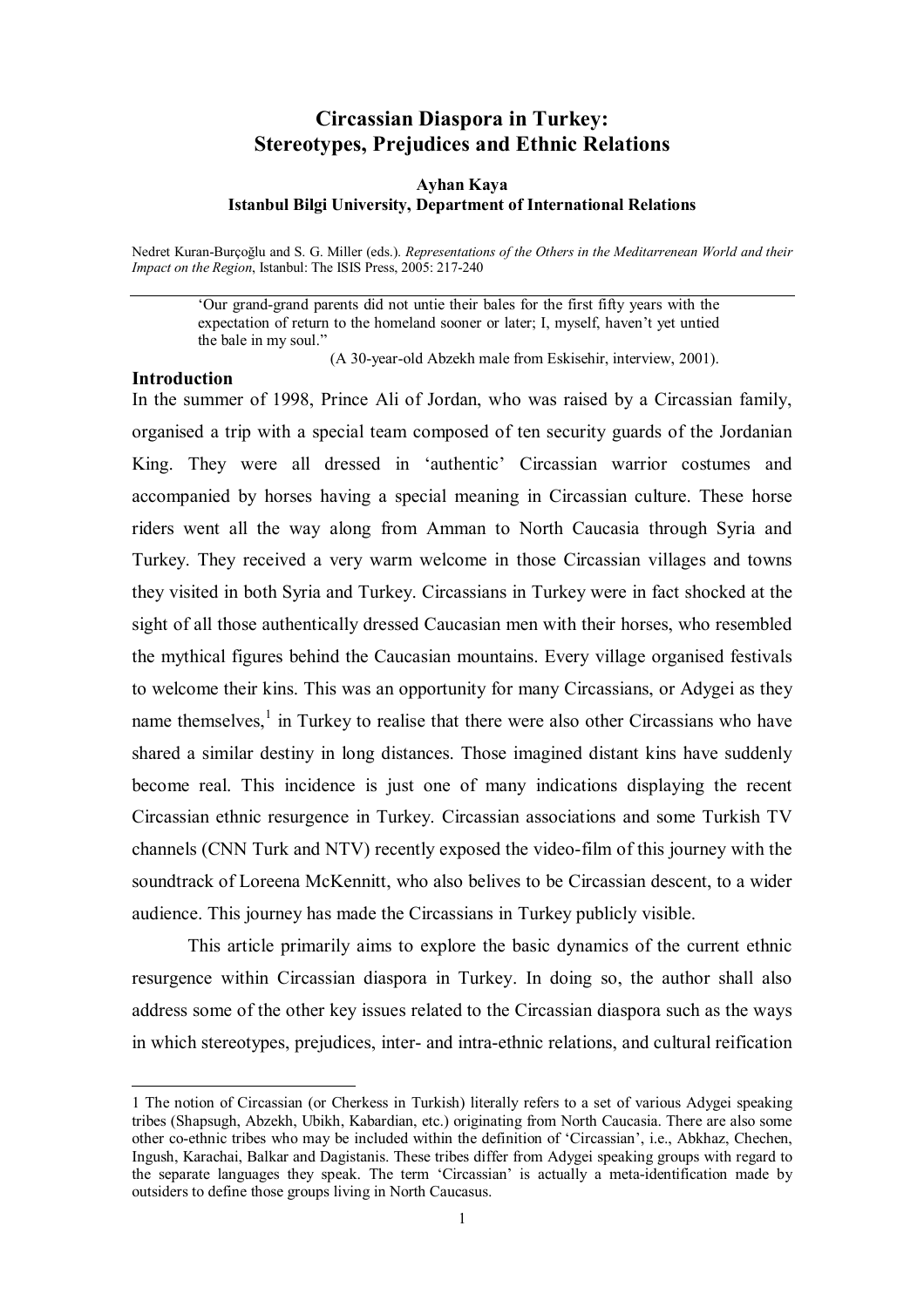# Circassian Diaspora in Turkey: Stereotypes, Prejudices and Ethnic Relations

**Ayhan Kaya**
**Istanbul Bilgi University, Department of International Relations**

Nedret Kuran-Burçoğlu and S. G. Miller (eds.). *Representations of the Others in the Meditarrenean World and their Impact on the Region*, Istanbul: The ISIS Press, 2005: 217-240

---

> 'Our grand-grand parents did not untie their bales for the first fifty years with the expectation of return to the homeland sooner or later; I, myself, haven't yet untied the bale in my soul."
>
> (A 30-year-old Abzekh male from Eskisehir, interview, 2001).

## Introduction

In the summer of 1998, Prince Ali of Jordan, who was raised by a Circassian family, organised a trip with a special team composed of ten security guards of the Jordanian King. They were all dressed in 'authentic' Circassian warrior costumes and accompanied by horses having a special meaning in Circassian culture. These horse riders went all the way along from Amman to North Caucasia through Syria and Turkey. They received a very warm welcome in those Circassian villages and towns they visited in both Syria and Turkey. Circassians in Turkey were in fact shocked at the sight of all those authentically dressed Caucasian men with their horses, who resembled the mythical figures behind the Caucasian mountains. Every village organised festivals to welcome their kins. This was an opportunity for many Circassians, or Adygei as they name themselves,[1] in Turkey to realise that there were also other Circassians who have shared a similar destiny in long distances. Those imagined distant kins have suddenly become real. This incidence is just one of many indications displaying the recent Circassian ethnic resurgence in Turkey. Circassian associations and some Turkish TV channels (CNN Turk and NTV) recently exposed the video-film of this journey with the soundtrack of Loreena McKennitt, who also belives to be Circassian descent, to a wider audience. This journey has made the Circassians in Turkey publicly visible.

This article primarily aims to explore the basic dynamics of the current ethnic resurgence within Circassian diaspora in Turkey. In doing so, the author shall also address some of the other key issues related to the Circassian diaspora such as the ways in which stereotypes, prejudices, inter- and intra-ethnic relations, and cultural reification

---

1 The notion of Circassian (or Cherkess in Turkish) literally refers to a set of various Adygei speaking tribes (Shapsugh, Abzekh, Ubikh, Kabardian, etc.) originating from North Caucasia. There are also some other co-ethnic tribes who may be included within the definition of 'Circassian', i.e., Abkhaz, Chechen, Ingush, Karachai, Balkar and Dagistanis. These tribes differ from Adygei speaking groups with regard to the separate languages they speak. The term 'Circassian' is actually a meta-identification made by outsiders to define those groups living in North Caucasus.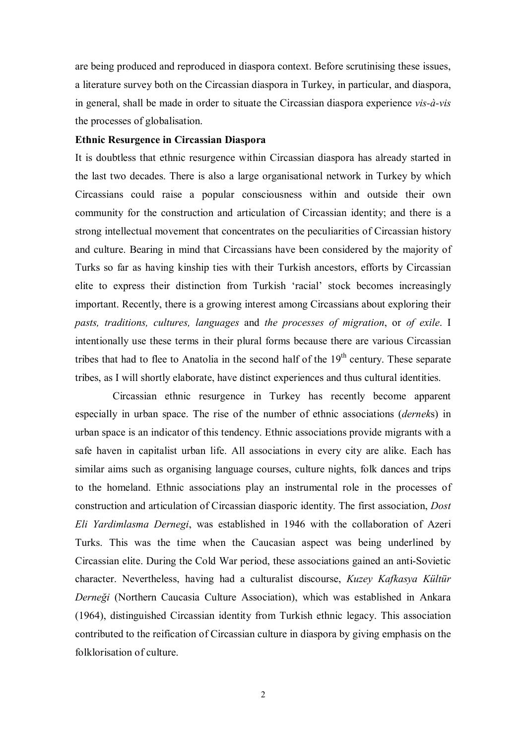are being produced and reproduced in diaspora context. Before scrutinising these issues, a literature survey both on the Circassian diaspora in Turkey, in particular, and diaspora, in general, shall be made in order to situate the Circassian diaspora experience *vis-à-vis* the processes of globalisation.

**Ethnic Resurgence in Circassian Diaspora**

It is doubtless that ethnic resurgence within Circassian diaspora has already started in the last two decades. There is also a large organisational network in Turkey by which Circassians could raise a popular consciousness within and outside their own community for the construction and articulation of Circassian identity; and there is a strong intellectual movement that concentrates on the peculiarities of Circassian history and culture. Bearing in mind that Circassians have been considered by the majority of Turks so far as having kinship ties with their Turkish ancestors, efforts by Circassian elite to express their distinction from Turkish 'racial' stock becomes increasingly important. Recently, there is a growing interest among Circassians about exploring their *pasts, traditions, cultures, languages* and *the processes of migration*, or *of exile*. I intentionally use these terms in their plural forms because there are various Circassian tribes that had to flee to Anatolia in the second half of the 19th century. These separate tribes, as I will shortly elaborate, have distinct experiences and thus cultural identities.

Circassian ethnic resurgence in Turkey has recently become apparent especially in urban space. The rise of the number of ethnic associations (*dernek*s) in urban space is an indicator of this tendency. Ethnic associations provide migrants with a safe haven in capitalist urban life. All associations in every city are alike. Each has similar aims such as organising language courses, culture nights, folk dances and trips to the homeland. Ethnic associations play an instrumental role in the processes of construction and articulation of Circassian diasporic identity. The first association, *Dost Eli Yardimlasma Dernegi*, was established in 1946 with the collaboration of Azeri Turks. This was the time when the Caucasian aspect was being underlined by Circassian elite. During the Cold War period, these associations gained an anti-Sovietic character. Nevertheless, having had a culturalist discourse, *Kuzey Kafkasya Kültür Derneği* (Northern Caucasia Culture Association), which was established in Ankara (1964), distinguished Circassian identity from Turkish ethnic legacy. This association contributed to the reification of Circassian culture in diaspora by giving emphasis on the folklorisation of culture.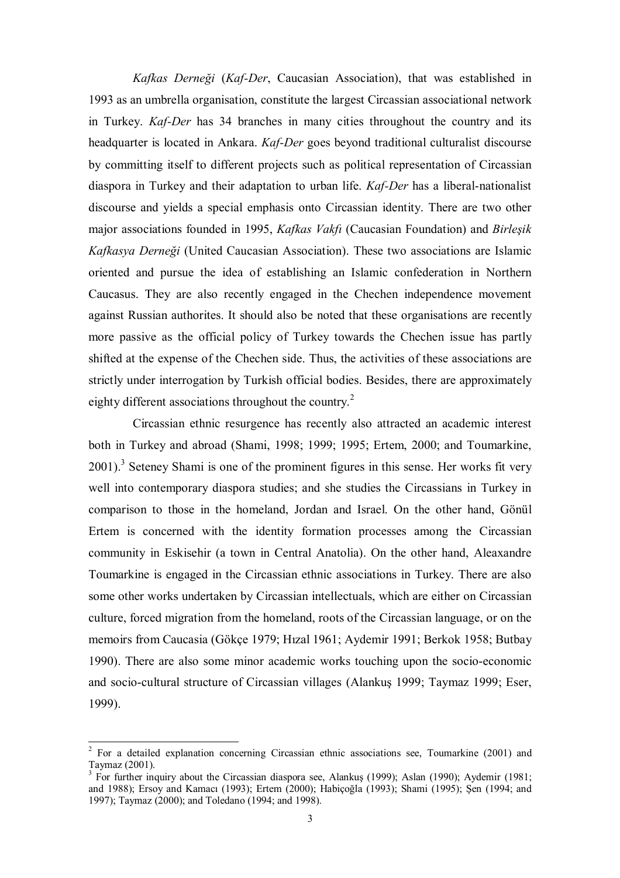*Kafkas Derneği* (*Kaf-Der*, Caucasian Association), that was established in 1993 as an umbrella organisation, constitute the largest Circassian associational network in Turkey. *Kaf-Der* has 34 branches in many cities throughout the country and its headquarter is located in Ankara. *Kaf-Der* goes beyond traditional culturalist discourse by committing itself to different projects such as political representation of Circassian diaspora in Turkey and their adaptation to urban life. *Kaf-Der* has a liberal-nationalist discourse and yields a special emphasis onto Circassian identity. There are two other major associations founded in 1995, *Kafkas Vakfı* (Caucasian Foundation) and *Birleşik Kafkasya Derneği* (United Caucasian Association). These two associations are Islamic oriented and pursue the idea of establishing an Islamic confederation in Northern Caucasus. They are also recently engaged in the Chechen independence movement against Russian authorites. It should also be noted that these organisations are recently more passive as the official policy of Turkey towards the Chechen issue has partly shifted at the expense of the Chechen side. Thus, the activities of these associations are strictly under interrogation by Turkish official bodies. Besides, there are approximately eighty different associations throughout the country.[2]

Circassian ethnic resurgence has recently also attracted an academic interest both in Turkey and abroad (Shami, 1998; 1999; 1995; Ertem, 2000; and Toumarkine, 2001).[3] Seteney Shami is one of the prominent figures in this sense. Her works fit very well into contemporary diaspora studies; and she studies the Circassians in Turkey in comparison to those in the homeland, Jordan and Israel. On the other hand, Gönül Ertem is concerned with the identity formation processes among the Circassian community in Eskisehir (a town in Central Anatolia). On the other hand, Aleaxandre Toumarkine is engaged in the Circassian ethnic associations in Turkey. There are also some other works undertaken by Circassian intellectuals, which are either on Circassian culture, forced migration from the homeland, roots of the Circassian language, or on the memoirs from Caucasia (Gökçe 1979; Hızal 1961; Aydemir 1991; Berkok 1958; Butbay 1990). There are also some minor academic works touching upon the socio-economic and socio-cultural structure of Circassian villages (Alankuş 1999; Taymaz 1999; Eser, 1999).

---

[2] For a detailed explanation concerning Circassian ethnic associations see, Toumarkine (2001) and Taymaz (2001).

[3] For further inquiry about the Circassian diaspora see, Alankuş (1999); Aslan (1990); Aydemir (1981; and 1988); Ersoy and Kamacı (1993); Ertem (2000); Habiçoğla (1993); Shami (1995); Şen (1994; and 1997); Taymaz (2000); and Toledano (1994; and 1998).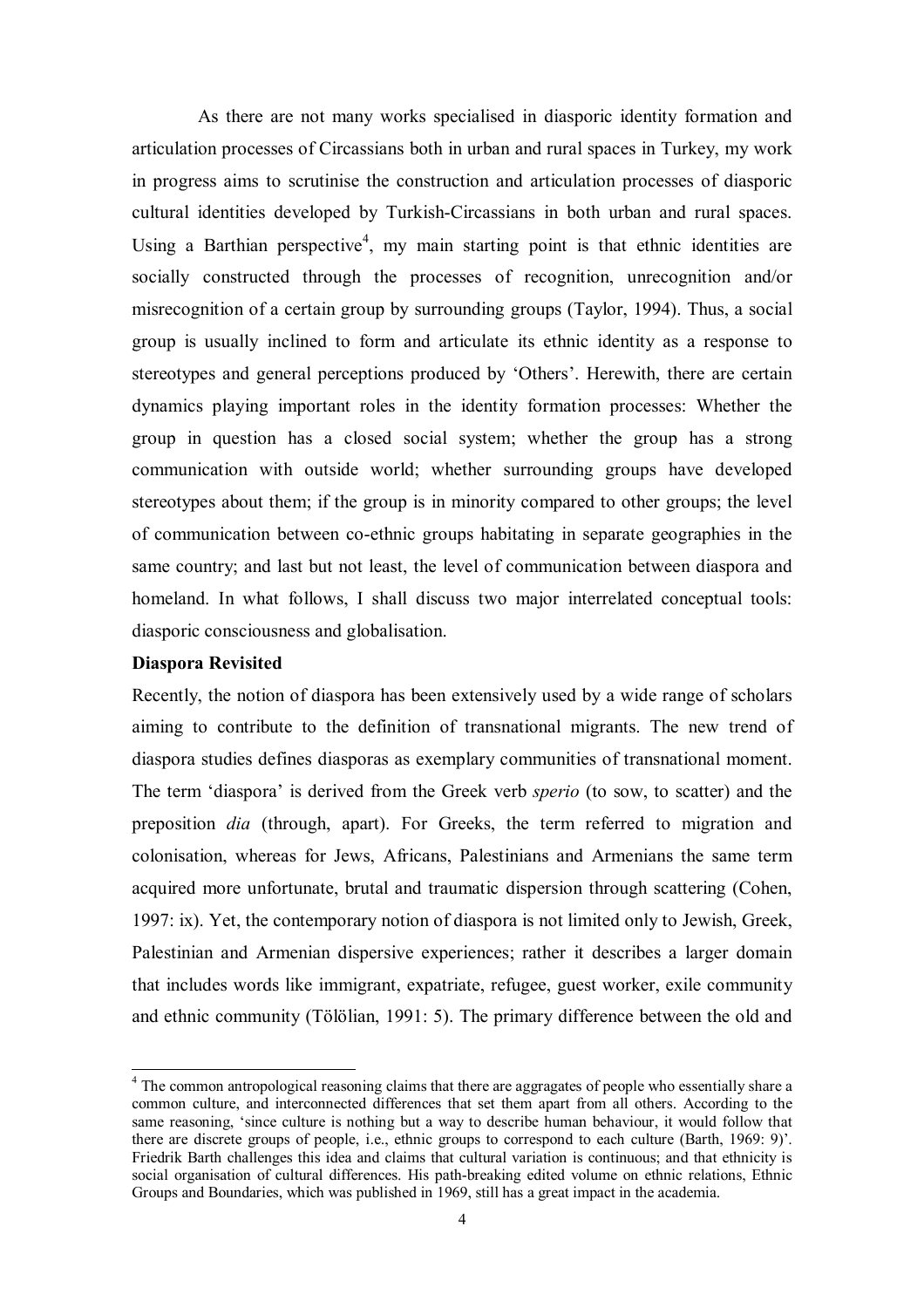As there are not many works specialised in diasporic identity formation and articulation processes of Circassians both in urban and rural spaces in Turkey, my work in progress aims to scrutinise the construction and articulation processes of diasporic cultural identities developed by Turkish-Circassians in both urban and rural spaces. Using a Barthian perspective[4], my main starting point is that ethnic identities are socially constructed through the processes of recognition, unrecognition and/or misrecognition of a certain group by surrounding groups (Taylor, 1994). Thus, a social group is usually inclined to form and articulate its ethnic identity as a response to stereotypes and general perceptions produced by 'Others'. Herewith, there are certain dynamics playing important roles in the identity formation processes: Whether the group in question has a closed social system; whether the group has a strong communication with outside world; whether surrounding groups have developed stereotypes about them; if the group is in minority compared to other groups; the level of communication between co-ethnic groups habitating in separate geographies in the same country; and last but not least, the level of communication between diaspora and homeland. In what follows, I shall discuss two major interrelated conceptual tools: diasporic consciousness and globalisation.

**Diaspora Revisited**

Recently, the notion of diaspora has been extensively used by a wide range of scholars aiming to contribute to the definition of transnational migrants. The new trend of diaspora studies defines diasporas as exemplary communities of transnational moment. The term 'diaspora' is derived from the Greek verb *sperio* (to sow, to scatter) and the preposition *dia* (through, apart). For Greeks, the term referred to migration and colonisation, whereas for Jews, Africans, Palestinians and Armenians the same term acquired more unfortunate, brutal and traumatic dispersion through scattering (Cohen, 1997: ix). Yet, the contemporary notion of diaspora is not limited only to Jewish, Greek, Palestinian and Armenian dispersive experiences; rather it describes a larger domain that includes words like immigrant, expatriate, refugee, guest worker, exile community and ethnic community (Tölölian, 1991: 5). The primary difference between the old and

---

[4] The common antropological reasoning claims that there are aggragates of people who essentially share a common culture, and interconnected differences that set them apart from all others. According to the same reasoning, 'since culture is nothing but a way to describe human behaviour, it would follow that there are discrete groups of people, i.e., ethnic groups to correspond to each culture (Barth, 1969: 9)'. Friedrik Barth challenges this idea and claims that cultural variation is continuous; and that ethnicity is social organisation of cultural differences. His path-breaking edited volume on ethnic relations, Ethnic Groups and Boundaries, which was published in 1969, still has a great impact in the academia.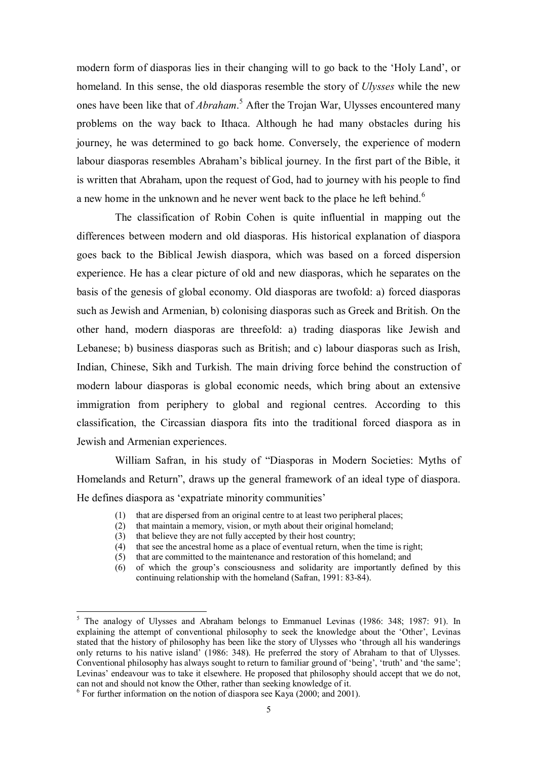modern form of diasporas lies in their changing will to go back to the 'Holy Land', or homeland. In this sense, the old diasporas resemble the story of *Ulysses* while the new ones have been like that of *Abraham*.[5] After the Trojan War, Ulysses encountered many problems on the way back to Ithaca. Although he had many obstacles during his journey, he was determined to go back home. Conversely, the experience of modern labour diasporas resembles Abraham's biblical journey. In the first part of the Bible, it is written that Abraham, upon the request of God, had to journey with his people to find a new home in the unknown and he never went back to the place he left behind.[6]

The classification of Robin Cohen is quite influential in mapping out the differences between modern and old diasporas. His historical explanation of diaspora goes back to the Biblical Jewish diaspora, which was based on a forced dispersion experience. He has a clear picture of old and new diasporas, which he separates on the basis of the genesis of global economy. Old diasporas are twofold: a) forced diasporas such as Jewish and Armenian, b) colonising diasporas such as Greek and British. On the other hand, modern diasporas are threefold: a) trading diasporas like Jewish and Lebanese; b) business diasporas such as British; and c) labour diasporas such as Irish, Indian, Chinese, Sikh and Turkish. The main driving force behind the construction of modern labour diasporas is global economic needs, which bring about an extensive immigration from periphery to global and regional centres. According to this classification, the Circassian diaspora fits into the traditional forced diaspora as in Jewish and Armenian experiences.

William Safran, in his study of "Diasporas in Modern Societies: Myths of Homelands and Return", draws up the general framework of an ideal type of diaspora. He defines diaspora as 'expatriate minority communities'

> (1) that are dispersed from an original centre to at least two peripheral places;
> (2) that maintain a memory, vision, or myth about their original homeland;
> (3) that believe they are not fully accepted by their host country;
> (4) that see the ancestral home as a place of eventual return, when the time is right;
> (5) that are committed to the maintenance and restoration of this homeland; and
> (6) of which the group's consciousness and solidarity are importantly defined by this continuing relationship with the homeland (Safran, 1991: 83-84).

---

[5] The analogy of Ulysses and Abraham belongs to Emmanuel Levinas (1986: 348; 1987: 91). In explaining the attempt of conventional philosophy to seek the knowledge about the 'Other', Levinas stated that the history of philosophy has been like the story of Ulysses who 'through all his wanderings only returns to his native island' (1986: 348). He preferred the story of Abraham to that of Ulysses. Conventional philosophy has always sought to return to familiar ground of 'being', 'truth' and 'the same'; Levinas' endeavour was to take it elsewhere. He proposed that philosophy should accept that we do not, can not and should not know the Other, rather than seeking knowledge of it.

[6] For further information on the notion of diaspora see Kaya (2000; and 2001).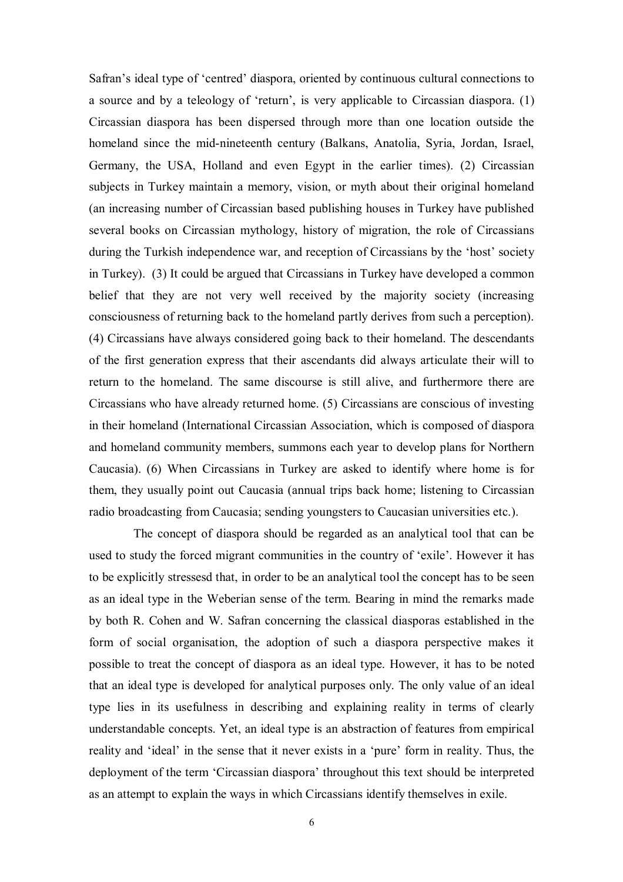Safran's ideal type of 'centred' diaspora, oriented by continuous cultural connections to a source and by a teleology of 'return', is very applicable to Circassian diaspora. (1) Circassian diaspora has been dispersed through more than one location outside the homeland since the mid-nineteenth century (Balkans, Anatolia, Syria, Jordan, Israel, Germany, the USA, Holland and even Egypt in the earlier times). (2) Circassian subjects in Turkey maintain a memory, vision, or myth about their original homeland (an increasing number of Circassian based publishing houses in Turkey have published several books on Circassian mythology, history of migration, the role of Circassians during the Turkish independence war, and reception of Circassians by the 'host' society in Turkey). (3) It could be argued that Circassians in Turkey have developed a common belief that they are not very well received by the majority society (increasing consciousness of returning back to the homeland partly derives from such a perception). (4) Circassians have always considered going back to their homeland. The descendants of the first generation express that their ascendants did always articulate their will to return to the homeland. The same discourse is still alive, and furthermore there are Circassians who have already returned home. (5) Circassians are conscious of investing in their homeland (International Circassian Association, which is composed of diaspora and homeland community members, summons each year to develop plans for Northern Caucasia). (6) When Circassians in Turkey are asked to identify where home is for them, they usually point out Caucasia (annual trips back home; listening to Circassian radio broadcasting from Caucasia; sending youngsters to Caucasian universities etc.).

The concept of diaspora should be regarded as an analytical tool that can be used to study the forced migrant communities in the country of 'exile'. However it has to be explicitly stressesd that, in order to be an analytical tool the concept has to be seen as an ideal type in the Weberian sense of the term. Bearing in mind the remarks made by both R. Cohen and W. Safran concerning the classical diasporas established in the form of social organisation, the adoption of such a diaspora perspective makes it possible to treat the concept of diaspora as an ideal type. However, it has to be noted that an ideal type is developed for analytical purposes only. The only value of an ideal type lies in its usefulness in describing and explaining reality in terms of clearly understandable concepts. Yet, an ideal type is an abstraction of features from empirical reality and 'ideal' in the sense that it never exists in a 'pure' form in reality. Thus, the deployment of the term 'Circassian diaspora' throughout this text should be interpreted as an attempt to explain the ways in which Circassians identify themselves in exile.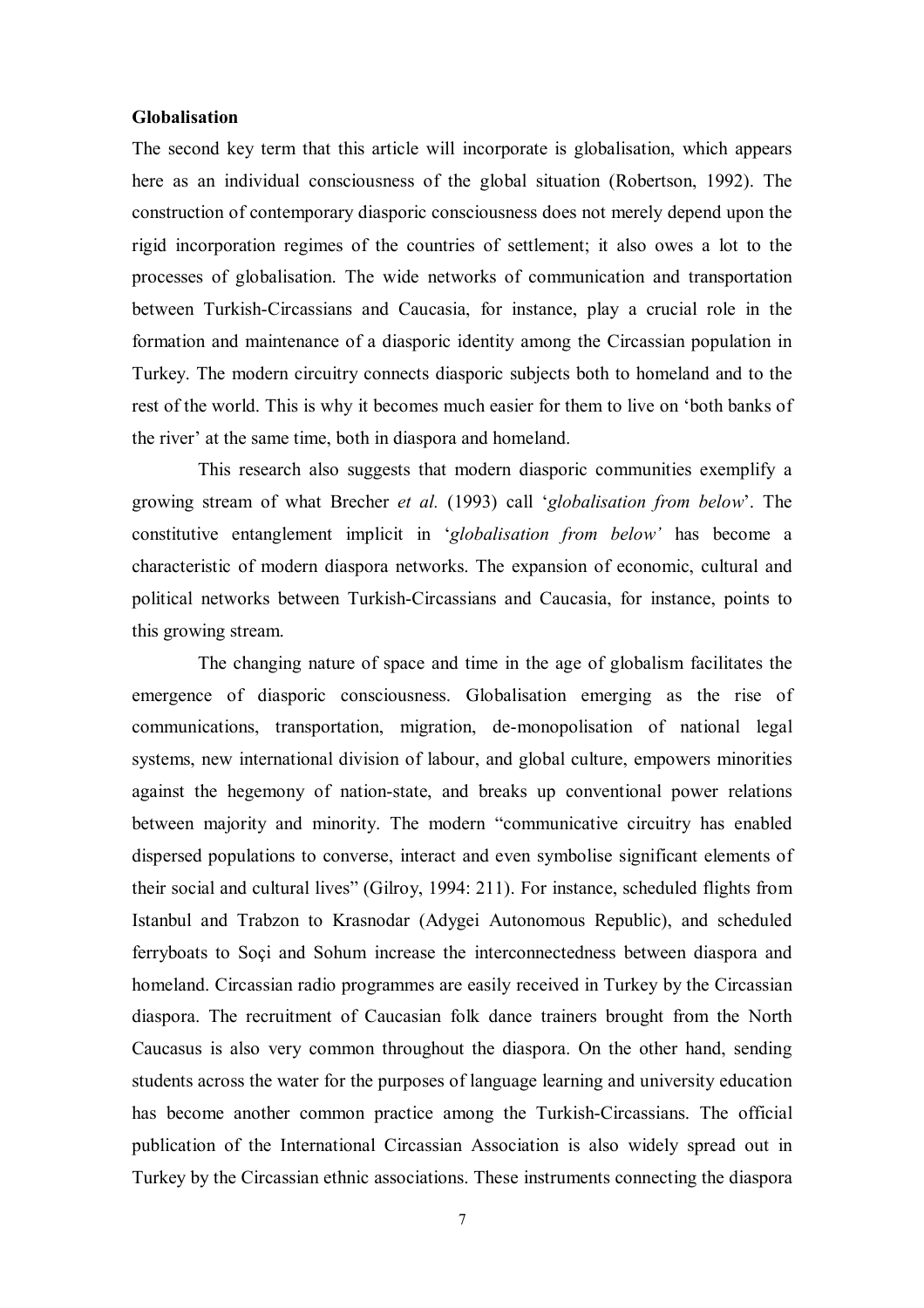**Globalisation**

The second key term that this article will incorporate is globalisation, which appears here as an individual consciousness of the global situation (Robertson, 1992). The construction of contemporary diasporic consciousness does not merely depend upon the rigid incorporation regimes of the countries of settlement; it also owes a lot to the processes of globalisation. The wide networks of communication and transportation between Turkish-Circassians and Caucasia, for instance, play a crucial role in the formation and maintenance of a diasporic identity among the Circassian population in Turkey. The modern circuitry connects diasporic subjects both to homeland and to the rest of the world. This is why it becomes much easier for them to live on 'both banks of the river' at the same time, both in diaspora and homeland.

This research also suggests that modern diasporic communities exemplify a growing stream of what Brecher *et al.* (1993) call '*globalisation from below*'. The constitutive entanglement implicit in '*globalisation from below'* has become a characteristic of modern diaspora networks. The expansion of economic, cultural and political networks between Turkish-Circassians and Caucasia, for instance, points to this growing stream.

The changing nature of space and time in the age of globalism facilitates the emergence of diasporic consciousness. Globalisation emerging as the rise of communications, transportation, migration, de-monopolisation of national legal systems, new international division of labour, and global culture, empowers minorities against the hegemony of nation-state, and breaks up conventional power relations between majority and minority. The modern "communicative circuitry has enabled dispersed populations to converse, interact and even symbolise significant elements of their social and cultural lives" (Gilroy, 1994: 211). For instance, scheduled flights from Istanbul and Trabzon to Krasnodar (Adygei Autonomous Republic), and scheduled ferryboats to Soçi and Sohum increase the interconnectedness between diaspora and homeland. Circassian radio programmes are easily received in Turkey by the Circassian diaspora. The recruitment of Caucasian folk dance trainers brought from the North Caucasus is also very common throughout the diaspora. On the other hand, sending students across the water for the purposes of language learning and university education has become another common practice among the Turkish-Circassians. The official publication of the International Circassian Association is also widely spread out in Turkey by the Circassian ethnic associations. These instruments connecting the diaspora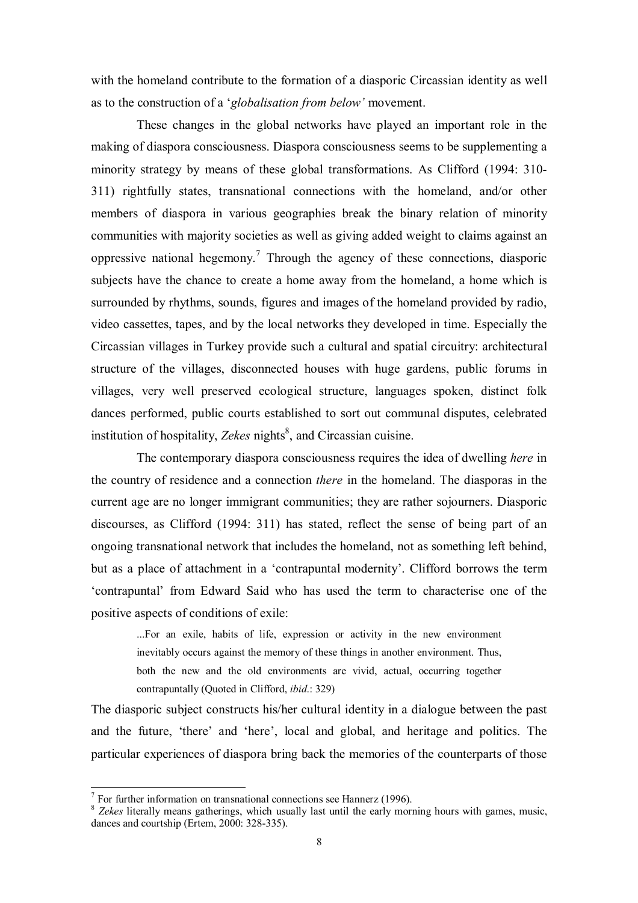with the homeland contribute to the formation of a diasporic Circassian identity as well as to the construction of a '*globalisation from below'* movement.

These changes in the global networks have played an important role in the making of diaspora consciousness. Diaspora consciousness seems to be supplementing a minority strategy by means of these global transformations. As Clifford (1994: 310-311) rightfully states, transnational connections with the homeland, and/or other members of diaspora in various geographies break the binary relation of minority communities with majority societies as well as giving added weight to claims against an oppressive national hegemony.[7] Through the agency of these connections, diasporic subjects have the chance to create a home away from the homeland, a home which is surrounded by rhythms, sounds, figures and images of the homeland provided by radio, video cassettes, tapes, and by the local networks they developed in time. Especially the Circassian villages in Turkey provide such a cultural and spatial circuitry: architectural structure of the villages, disconnected houses with huge gardens, public forums in villages, very well preserved ecological structure, languages spoken, distinct folk dances performed, public courts established to sort out communal disputes, celebrated institution of hospitality, *Zekes* nights[8], and Circassian cuisine.

The contemporary diaspora consciousness requires the idea of dwelling *here* in the country of residence and a connection *there* in the homeland. The diasporas in the current age are no longer immigrant communities; they are rather sojourners. Diasporic discourses, as Clifford (1994: 311) has stated, reflect the sense of being part of an ongoing transnational network that includes the homeland, not as something left behind, but as a place of attachment in a 'contrapuntal modernity'. Clifford borrows the term 'contrapuntal' from Edward Said who has used the term to characterise one of the positive aspects of conditions of exile:

> ...For an exile, habits of life, expression or activity in the new environment inevitably occurs against the memory of these things in another environment. Thus, both the new and the old environments are vivid, actual, occurring together contrapuntally (Quoted in Clifford, *ibid*.: 329)

The diasporic subject constructs his/her cultural identity in a dialogue between the past and the future, 'there' and 'here', local and global, and heritage and politics. The particular experiences of diaspora bring back the memories of the counterparts of those

---

[7] For further information on transnational connections see Hannerz (1996).

[8] *Zekes* literally means gatherings, which usually last until the early morning hours with games, music, dances and courtship (Ertem, 2000: 328-335).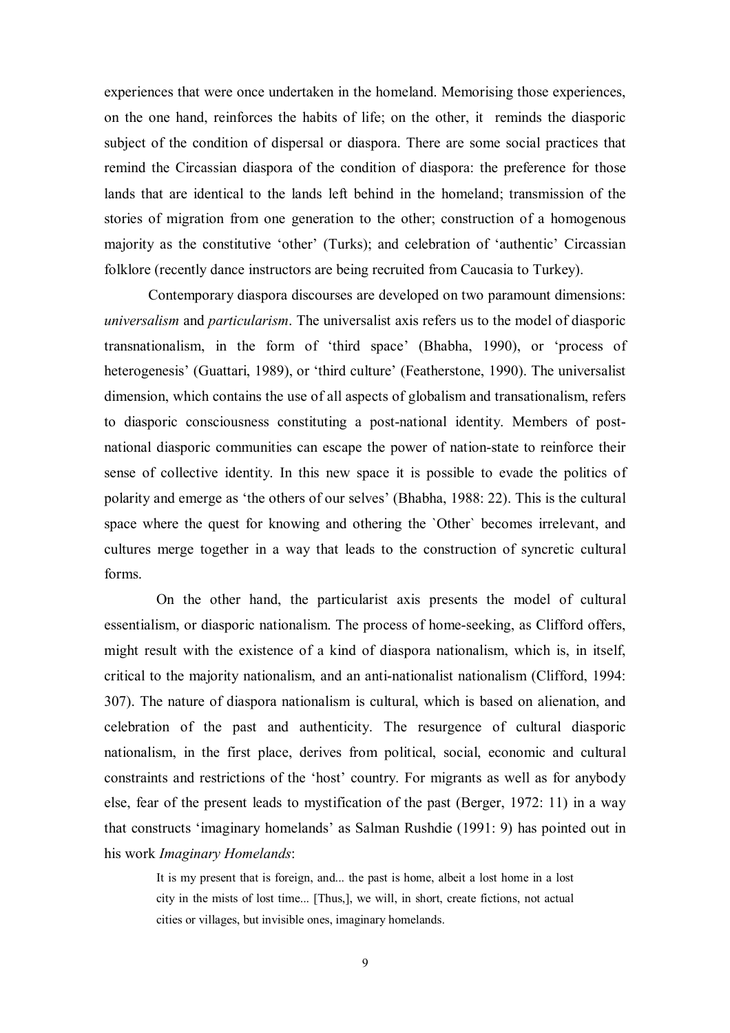experiences that were once undertaken in the homeland. Memorising those experiences, on the one hand, reinforces the habits of life; on the other, it reminds the diasporic subject of the condition of dispersal or diaspora. There are some social practices that remind the Circassian diaspora of the condition of diaspora: the preference for those lands that are identical to the lands left behind in the homeland; transmission of the stories of migration from one generation to the other; construction of a homogenous majority as the constitutive 'other' (Turks); and celebration of 'authentic' Circassian folklore (recently dance instructors are being recruited from Caucasia to Turkey).

Contemporary diaspora discourses are developed on two paramount dimensions: *universalism* and *particularism*. The universalist axis refers us to the model of diasporic transnationalism, in the form of 'third space' (Bhabha, 1990), or 'process of heterogenesis' (Guattari, 1989), or 'third culture' (Featherstone, 1990). The universalist dimension, which contains the use of all aspects of globalism and transationalism, refers to diasporic consciousness constituting a post-national identity. Members of post-national diasporic communities can escape the power of nation-state to reinforce their sense of collective identity. In this new space it is possible to evade the politics of polarity and emerge as 'the others of our selves' (Bhabha, 1988: 22). This is the cultural space where the quest for knowing and othering the `Other` becomes irrelevant, and cultures merge together in a way that leads to the construction of syncretic cultural forms.

On the other hand, the particularist axis presents the model of cultural essentialism, or diasporic nationalism. The process of home-seeking, as Clifford offers, might result with the existence of a kind of diaspora nationalism, which is, in itself, critical to the majority nationalism, and an anti-nationalist nationalism (Clifford, 1994: 307). The nature of diaspora nationalism is cultural, which is based on alienation, and celebration of the past and authenticity. The resurgence of cultural diasporic nationalism, in the first place, derives from political, social, economic and cultural constraints and restrictions of the 'host' country. For migrants as well as for anybody else, fear of the present leads to mystification of the past (Berger, 1972: 11) in a way that constructs 'imaginary homelands' as Salman Rushdie (1991: 9) has pointed out in his work *Imaginary Homelands*:

> It is my present that is foreign, and... the past is home, albeit a lost home in a lost city in the mists of lost time... [Thus,], we will, in short, create fictions, not actual cities or villages, but invisible ones, imaginary homelands.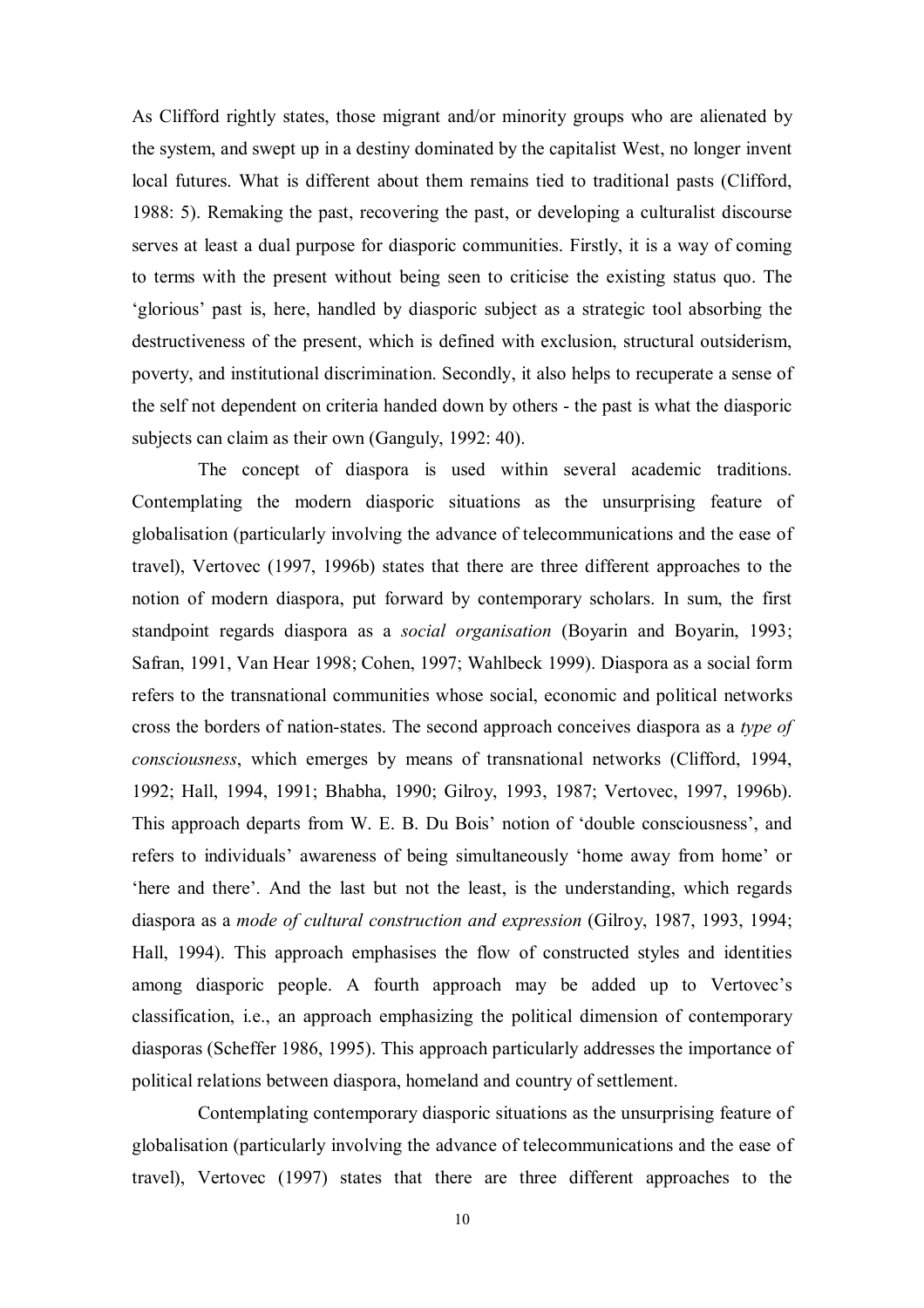As Clifford rightly states, those migrant and/or minority groups who are alienated by the system, and swept up in a destiny dominated by the capitalist West, no longer invent local futures. What is different about them remains tied to traditional pasts (Clifford, 1988: 5). Remaking the past, recovering the past, or developing a culturalist discourse serves at least a dual purpose for diasporic communities. Firstly, it is a way of coming to terms with the present without being seen to criticise the existing status quo. The 'glorious' past is, here, handled by diasporic subject as a strategic tool absorbing the destructiveness of the present, which is defined with exclusion, structural outsiderism, poverty, and institutional discrimination. Secondly, it also helps to recuperate a sense of the self not dependent on criteria handed down by others - the past is what the diasporic subjects can claim as their own (Ganguly, 1992: 40).

The concept of diaspora is used within several academic traditions. Contemplating the modern diasporic situations as the unsurprising feature of globalisation (particularly involving the advance of telecommunications and the ease of travel), Vertovec (1997, 1996b) states that there are three different approaches to the notion of modern diaspora, put forward by contemporary scholars. In sum, the first standpoint regards diaspora as a *social organisation* (Boyarin and Boyarin, 1993; Safran, 1991, Van Hear 1998; Cohen, 1997; Wahlbeck 1999). Diaspora as a social form refers to the transnational communities whose social, economic and political networks cross the borders of nation-states. The second approach conceives diaspora as a *type of consciousness*, which emerges by means of transnational networks (Clifford, 1994, 1992; Hall, 1994, 1991; Bhabha, 1990; Gilroy, 1993, 1987; Vertovec, 1997, 1996b). This approach departs from W. E. B. Du Bois' notion of 'double consciousness', and refers to individuals' awareness of being simultaneously 'home away from home' or 'here and there'. And the last but not the least, is the understanding, which regards diaspora as a *mode of cultural construction and expression* (Gilroy, 1987, 1993, 1994; Hall, 1994). This approach emphasises the flow of constructed styles and identities among diasporic people. A fourth approach may be added up to Vertovec's classification, i.e., an approach emphasizing the political dimension of contemporary diasporas (Scheffer 1986, 1995). This approach particularly addresses the importance of political relations between diaspora, homeland and country of settlement.

Contemplating contemporary diasporic situations as the unsurprising feature of globalisation (particularly involving the advance of telecommunications and the ease of travel), Vertovec (1997) states that there are three different approaches to the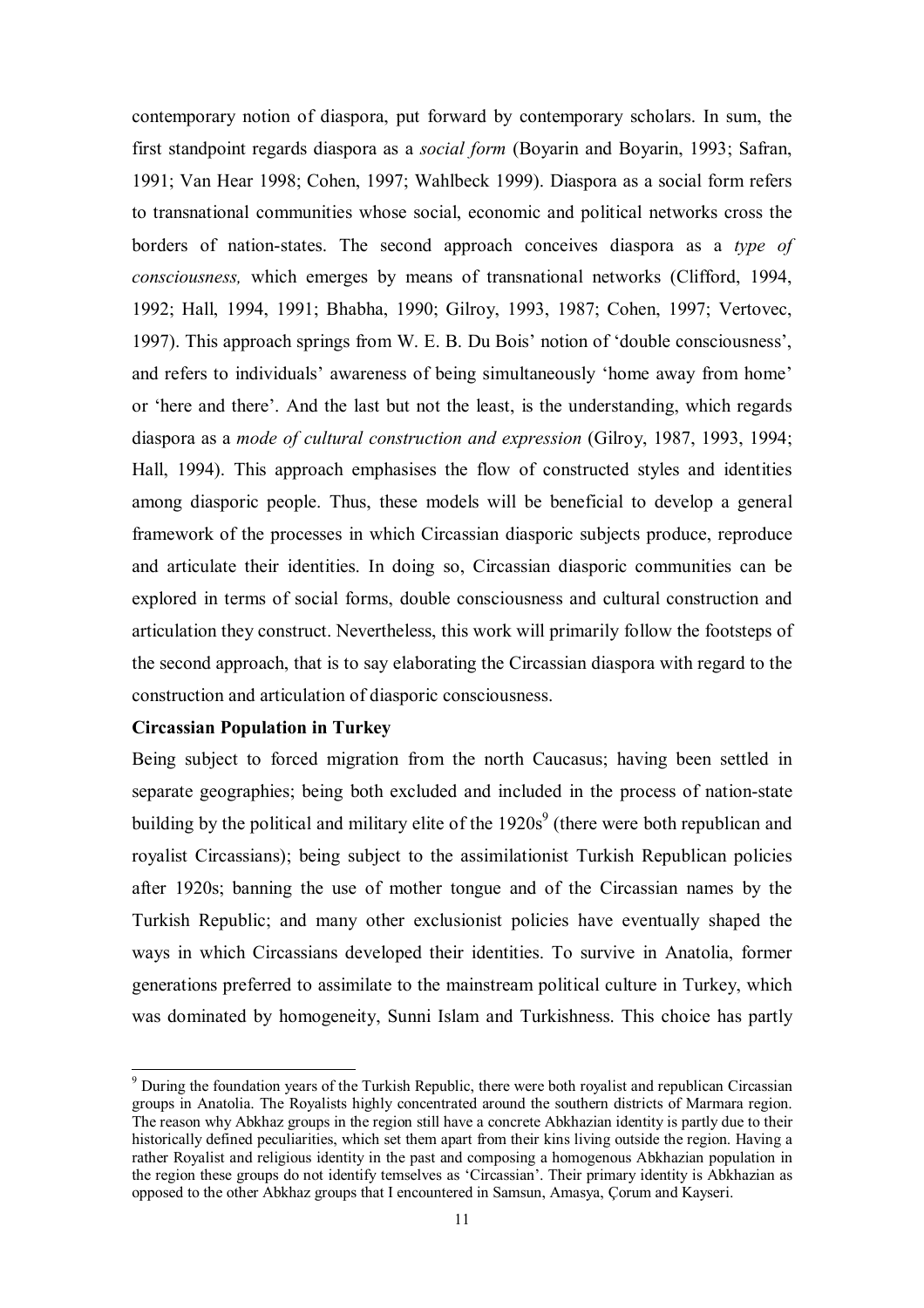contemporary notion of diaspora, put forward by contemporary scholars. In sum, the first standpoint regards diaspora as a *social form* (Boyarin and Boyarin, 1993; Safran, 1991; Van Hear 1998; Cohen, 1997; Wahlbeck 1999). Diaspora as a social form refers to transnational communities whose social, economic and political networks cross the borders of nation-states. The second approach conceives diaspora as a *type of consciousness,* which emerges by means of transnational networks (Clifford, 1994, 1992; Hall, 1994, 1991; Bhabha, 1990; Gilroy, 1993, 1987; Cohen, 1997; Vertovec, 1997). This approach springs from W. E. B. Du Bois' notion of 'double consciousness', and refers to individuals' awareness of being simultaneously 'home away from home' or 'here and there'. And the last but not the least, is the understanding, which regards diaspora as a *mode of cultural construction and expression* (Gilroy, 1987, 1993, 1994; Hall, 1994). This approach emphasises the flow of constructed styles and identities among diasporic people. Thus, these models will be beneficial to develop a general framework of the processes in which Circassian diasporic subjects produce, reproduce and articulate their identities. In doing so, Circassian diasporic communities can be explored in terms of social forms, double consciousness and cultural construction and articulation they construct. Nevertheless, this work will primarily follow the footsteps of the second approach, that is to say elaborating the Circassian diaspora with regard to the construction and articulation of diasporic consciousness.

**Circassian Population in Turkey**

Being subject to forced migration from the north Caucasus; having been settled in separate geographies; being both excluded and included in the process of nation-state building by the political and military elite of the 1920s[9] (there were both republican and royalist Circassians); being subject to the assimilationist Turkish Republican policies after 1920s; banning the use of mother tongue and of the Circassian names by the Turkish Republic; and many other exclusionist policies have eventually shaped the ways in which Circassians developed their identities. To survive in Anatolia, former generations preferred to assimilate to the mainstream political culture in Turkey, which was dominated by homogeneity, Sunni Islam and Turkishness. This choice has partly

[9] During the foundation years of the Turkish Republic, there were both royalist and republican Circassian groups in Anatolia. The Royalists highly concentrated around the southern districts of Marmara region. The reason why Abkhaz groups in the region still have a concrete Abkhazian identity is partly due to their historically defined peculiarities, which set them apart from their kins living outside the region. Having a rather Royalist and religious identity in the past and composing a homogenous Abkhazian population in the region these groups do not identify temselves as 'Circassian'. Their primary identity is Abkhazian as opposed to the other Abkhaz groups that I encountered in Samsun, Amasya, Çorum and Kayseri.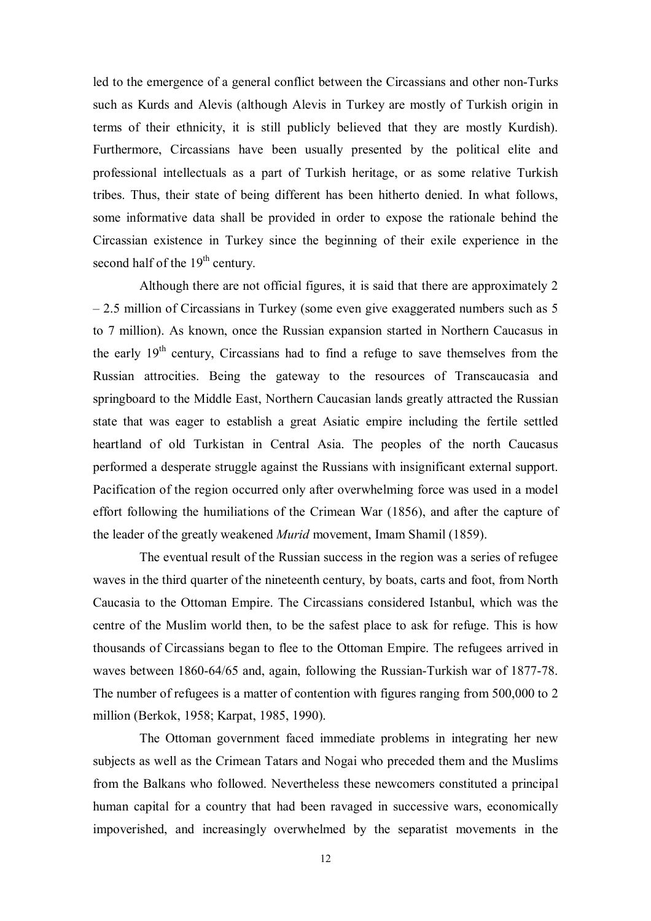led to the emergence of a general conflict between the Circassians and other non-Turks such as Kurds and Alevis (although Alevis in Turkey are mostly of Turkish origin in terms of their ethnicity, it is still publicly believed that they are mostly Kurdish). Furthermore, Circassians have been usually presented by the political elite and professional intellectuals as a part of Turkish heritage, or as some relative Turkish tribes. Thus, their state of being different has been hitherto denied. In what follows, some informative data shall be provided in order to expose the rationale behind the Circassian existence in Turkey since the beginning of their exile experience in the second half of the 19th century.

Although there are not official figures, it is said that there are approximately 2 – 2.5 million of Circassians in Turkey (some even give exaggerated numbers such as 5 to 7 million). As known, once the Russian expansion started in Northern Caucasus in the early 19th century, Circassians had to find a refuge to save themselves from the Russian attrocities. Being the gateway to the resources of Transcaucasia and springboard to the Middle East, Northern Caucasian lands greatly attracted the Russian state that was eager to establish a great Asiatic empire including the fertile settled heartland of old Turkistan in Central Asia. The peoples of the north Caucasus performed a desperate struggle against the Russians with insignificant external support. Pacification of the region occurred only after overwhelming force was used in a model effort following the humiliations of the Crimean War (1856), and after the capture of the leader of the greatly weakened *Murid* movement, Imam Shamil (1859).

The eventual result of the Russian success in the region was a series of refugee waves in the third quarter of the nineteenth century, by boats, carts and foot, from North Caucasia to the Ottoman Empire. The Circassians considered Istanbul, which was the centre of the Muslim world then, to be the safest place to ask for refuge. This is how thousands of Circassians began to flee to the Ottoman Empire. The refugees arrived in waves between 1860-64/65 and, again, following the Russian-Turkish war of 1877-78. The number of refugees is a matter of contention with figures ranging from 500,000 to 2 million (Berkok, 1958; Karpat, 1985, 1990).

The Ottoman government faced immediate problems in integrating her new subjects as well as the Crimean Tatars and Nogai who preceded them and the Muslims from the Balkans who followed. Nevertheless these newcomers constituted a principal human capital for a country that had been ravaged in successive wars, economically impoverished, and increasingly overwhelmed by the separatist movements in the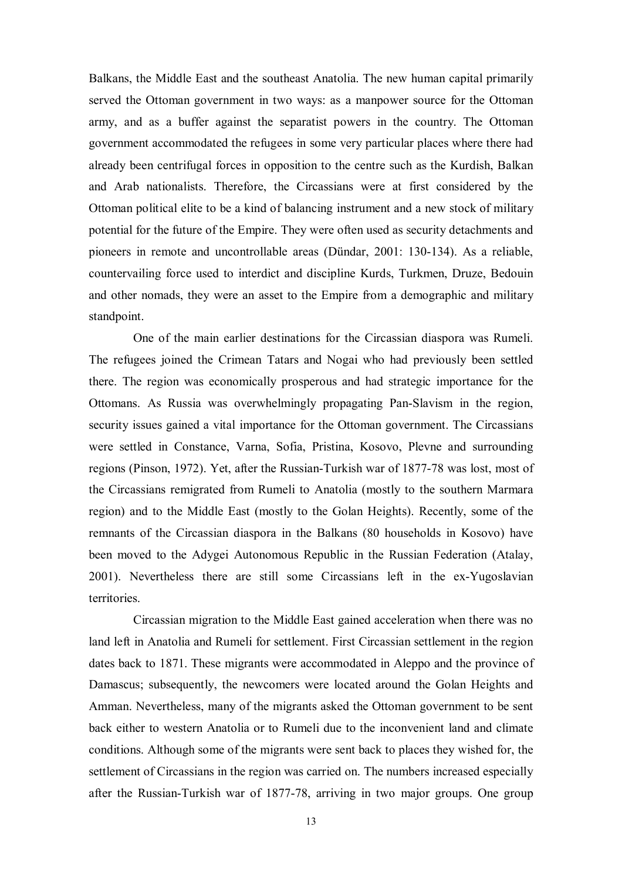Balkans, the Middle East and the southeast Anatolia. The new human capital primarily served the Ottoman government in two ways: as a manpower source for the Ottoman army, and as a buffer against the separatist powers in the country. The Ottoman government accommodated the refugees in some very particular places where there had already been centrifugal forces in opposition to the centre such as the Kurdish, Balkan and Arab nationalists. Therefore, the Circassians were at first considered by the Ottoman political elite to be a kind of balancing instrument and a new stock of military potential for the future of the Empire. They were often used as security detachments and pioneers in remote and uncontrollable areas (Dündar, 2001: 130-134). As a reliable, countervailing force used to interdict and discipline Kurds, Turkmen, Druze, Bedouin and other nomads, they were an asset to the Empire from a demographic and military standpoint.

One of the main earlier destinations for the Circassian diaspora was Rumeli. The refugees joined the Crimean Tatars and Nogai who had previously been settled there. The region was economically prosperous and had strategic importance for the Ottomans. As Russia was overwhelmingly propagating Pan-Slavism in the region, security issues gained a vital importance for the Ottoman government. The Circassians were settled in Constance, Varna, Sofia, Pristina, Kosovo, Plevne and surrounding regions (Pinson, 1972). Yet, after the Russian-Turkish war of 1877-78 was lost, most of the Circassians remigrated from Rumeli to Anatolia (mostly to the southern Marmara region) and to the Middle East (mostly to the Golan Heights). Recently, some of the remnants of the Circassian diaspora in the Balkans (80 households in Kosovo) have been moved to the Adygei Autonomous Republic in the Russian Federation (Atalay, 2001). Nevertheless there are still some Circassians left in the ex-Yugoslavian territories.

Circassian migration to the Middle East gained acceleration when there was no land left in Anatolia and Rumeli for settlement. First Circassian settlement in the region dates back to 1871. These migrants were accommodated in Aleppo and the province of Damascus; subsequently, the newcomers were located around the Golan Heights and Amman. Nevertheless, many of the migrants asked the Ottoman government to be sent back either to western Anatolia or to Rumeli due to the inconvenient land and climate conditions. Although some of the migrants were sent back to places they wished for, the settlement of Circassians in the region was carried on. The numbers increased especially after the Russian-Turkish war of 1877-78, arriving in two major groups. One group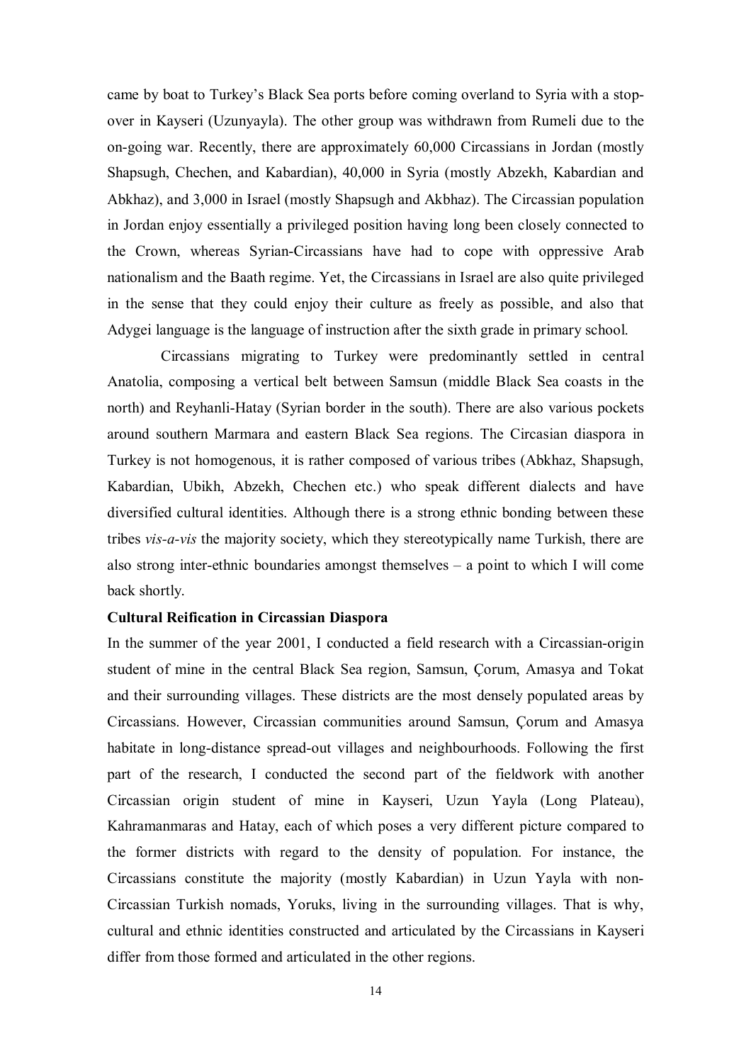came by boat to Turkey's Black Sea ports before coming overland to Syria with a stop-over in Kayseri (Uzunyayla). The other group was withdrawn from Rumeli due to the on-going war. Recently, there are approximately 60,000 Circassians in Jordan (mostly Shapsugh, Chechen, and Kabardian), 40,000 in Syria (mostly Abzekh, Kabardian and Abkhaz), and 3,000 in Israel (mostly Shapsugh and Akbhaz). The Circassian population in Jordan enjoy essentially a privileged position having long been closely connected to the Crown, whereas Syrian-Circassians have had to cope with oppressive Arab nationalism and the Baath regime. Yet, the Circassians in Israel are also quite privileged in the sense that they could enjoy their culture as freely as possible, and also that Adygei language is the language of instruction after the sixth grade in primary school.

Circassians migrating to Turkey were predominantly settled in central Anatolia, composing a vertical belt between Samsun (middle Black Sea coasts in the north) and Reyhanli-Hatay (Syrian border in the south). There are also various pockets around southern Marmara and eastern Black Sea regions. The Circasian diaspora in Turkey is not homogenous, it is rather composed of various tribes (Abkhaz, Shapsugh, Kabardian, Ubikh, Abzekh, Chechen etc.) who speak different dialects and have diversified cultural identities. Although there is a strong ethnic bonding between these tribes *vis-a-vis* the majority society, which they stereotypically name Turkish, there are also strong inter-ethnic boundaries amongst themselves – a point to which I will come back shortly.

**Cultural Reification in Circassian Diaspora**

In the summer of the year 2001, I conducted a field research with a Circassian-origin student of mine in the central Black Sea region, Samsun, Çorum, Amasya and Tokat and their surrounding villages. These districts are the most densely populated areas by Circassians. However, Circassian communities around Samsun, Çorum and Amasya habitate in long-distance spread-out villages and neighbourhoods. Following the first part of the research, I conducted the second part of the fieldwork with another Circassian origin student of mine in Kayseri, Uzun Yayla (Long Plateau), Kahramanmaras and Hatay, each of which poses a very different picture compared to the former districts with regard to the density of population. For instance, the Circassians constitute the majority (mostly Kabardian) in Uzun Yayla with non-Circassian Turkish nomads, Yoruks, living in the surrounding villages. That is why, cultural and ethnic identities constructed and articulated by the Circassians in Kayseri differ from those formed and articulated in the other regions.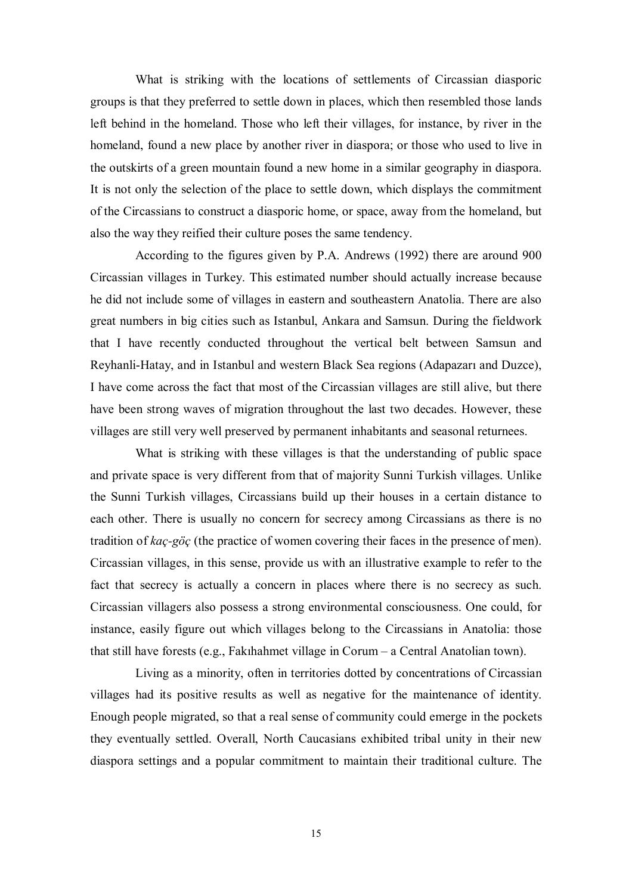What is striking with the locations of settlements of Circassian diasporic groups is that they preferred to settle down in places, which then resembled those lands left behind in the homeland. Those who left their villages, for instance, by river in the homeland, found a new place by another river in diaspora; or those who used to live in the outskirts of a green mountain found a new home in a similar geography in diaspora. It is not only the selection of the place to settle down, which displays the commitment of the Circassians to construct a diasporic home, or space, away from the homeland, but also the way they reified their culture poses the same tendency.

According to the figures given by P.A. Andrews (1992) there are around 900 Circassian villages in Turkey. This estimated number should actually increase because he did not include some of villages in eastern and southeastern Anatolia. There are also great numbers in big cities such as Istanbul, Ankara and Samsun. During the fieldwork that I have recently conducted throughout the vertical belt between Samsun and Reyhanli-Hatay, and in Istanbul and western Black Sea regions (Adapazarı and Duzce), I have come across the fact that most of the Circassian villages are still alive, but there have been strong waves of migration throughout the last two decades. However, these villages are still very well preserved by permanent inhabitants and seasonal returnees.

What is striking with these villages is that the understanding of public space and private space is very different from that of majority Sunni Turkish villages. Unlike the Sunni Turkish villages, Circassians build up their houses in a certain distance to each other. There is usually no concern for secrecy among Circassians as there is no tradition of *kaç-göç* (the practice of women covering their faces in the presence of men). Circassian villages, in this sense, provide us with an illustrative example to refer to the fact that secrecy is actually a concern in places where there is no secrecy as such. Circassian villagers also possess a strong environmental consciousness. One could, for instance, easily figure out which villages belong to the Circassians in Anatolia: those that still have forests (e.g., Fakıhahmet village in Corum – a Central Anatolian town).

Living as a minority, often in territories dotted by concentrations of Circassian villages had its positive results as well as negative for the maintenance of identity. Enough people migrated, so that a real sense of community could emerge in the pockets they eventually settled. Overall, North Caucasians exhibited tribal unity in their new diaspora settings and a popular commitment to maintain their traditional culture. The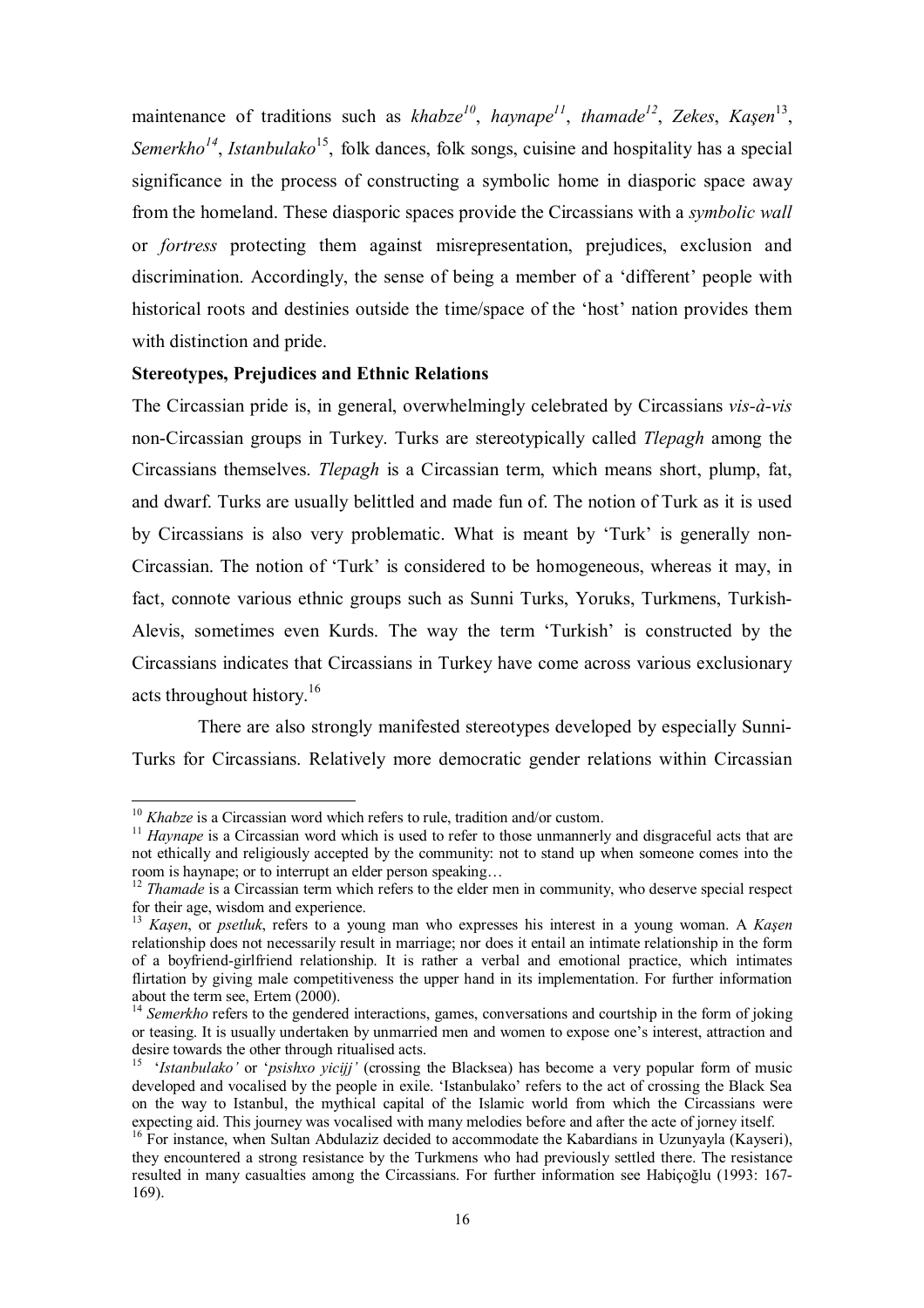maintenance of traditions such as *khabze*[10], *haynape*[11], *thamade*[12], *Zekes*, *Kaşen*[13], *Semerkho*[14], *Istanbulako*[15], folk dances, folk songs, cuisine and hospitality has a special significance in the process of constructing a symbolic home in diasporic space away from the homeland. These diasporic spaces provide the Circassians with a *symbolic wall* or *fortress* protecting them against misrepresentation, prejudices, exclusion and discrimination. Accordingly, the sense of being a member of a 'different' people with historical roots and destinies outside the time/space of the 'host' nation provides them with distinction and pride.

**Stereotypes, Prejudices and Ethnic Relations**

The Circassian pride is, in general, overwhelmingly celebrated by Circassians *vis-à-vis* non-Circassian groups in Turkey. Turks are stereotypically called *Tlepagh* among the Circassians themselves. *Tlepagh* is a Circassian term, which means short, plump, fat, and dwarf. Turks are usually belittled and made fun of. The notion of Turk as it is used by Circassians is also very problematic. What is meant by 'Turk' is generally non-Circassian. The notion of 'Turk' is considered to be homogeneous, whereas it may, in fact, connote various ethnic groups such as Sunni Turks, Yoruks, Turkmens, Turkish-Alevis, sometimes even Kurds. The way the term 'Turkish' is constructed by the Circassians indicates that Circassians in Turkey have come across various exclusionary acts throughout history.[16]

There are also strongly manifested stereotypes developed by especially Sunni-Turks for Circassians. Relatively more democratic gender relations within Circassian

---

[10] *Khabze* is a Circassian word which refers to rule, tradition and/or custom.

[11] *Haynape* is a Circassian word which is used to refer to those unmannerly and disgraceful acts that are not ethically and religiously accepted by the community: not to stand up when someone comes into the room is haynape; or to interrupt an elder person speaking…

[12] *Thamade* is a Circassian term which refers to the elder men in community, who deserve special respect for their age, wisdom and experience.

[13] *Kaşen*, or *psetluk*, refers to a young man who expresses his interest in a young woman. A *Kaşen* relationship does not necessarily result in marriage; nor does it entail an intimate relationship in the form of a boyfriend-girlfriend relationship. It is rather a verbal and emotional practice, which intimates flirtation by giving male competitiveness the upper hand in its implementation. For further information about the term see, Ertem (2000).

[14] *Semerkho* refers to the gendered interactions, games, conversations and courtship in the form of joking or teasing. It is usually undertaken by unmarried men and women to expose one's interest, attraction and desire towards the other through ritualised acts.

[15] '*Istanbulako'* or '*psishxo yicijj'* (crossing the Blacksea) has become a very popular form of music developed and vocalised by the people in exile. 'Istanbulako' refers to the act of crossing the Black Sea on the way to Istanbul, the mythical capital of the Islamic world from which the Circassians were expecting aid. This journey was vocalised with many melodies before and after the acte of jorney itself.

[16] For instance, when Sultan Abdulaziz decided to accommodate the Kabardians in Uzunyayla (Kayseri), they encountered a strong resistance by the Turkmens who had previously settled there. The resistance resulted in many casualties among the Circassians. For further information see Habiçoğlu (1993: 167-169).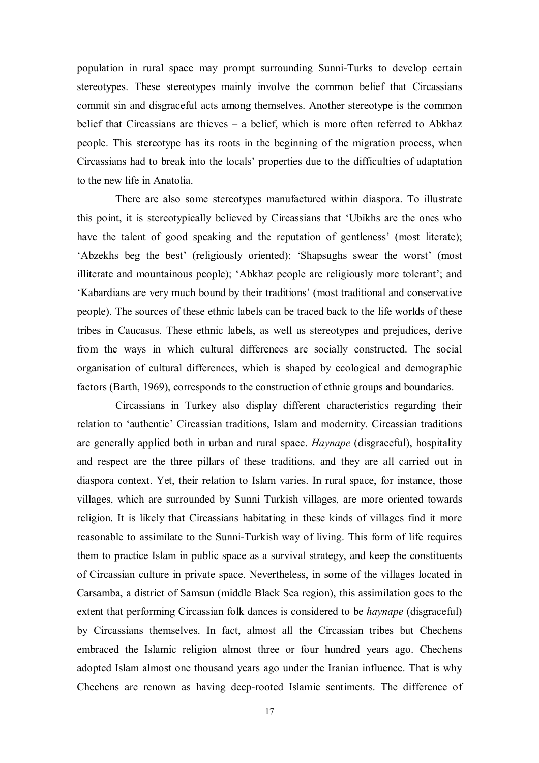population in rural space may prompt surrounding Sunni-Turks to develop certain stereotypes. These stereotypes mainly involve the common belief that Circassians commit sin and disgraceful acts among themselves. Another stereotype is the common belief that Circassians are thieves – a belief, which is more often referred to Abkhaz people. This stereotype has its roots in the beginning of the migration process, when Circassians had to break into the locals' properties due to the difficulties of adaptation to the new life in Anatolia.

There are also some stereotypes manufactured within diaspora. To illustrate this point, it is stereotypically believed by Circassians that 'Ubikhs are the ones who have the talent of good speaking and the reputation of gentleness' (most literate); 'Abzekhs beg the best' (religiously oriented); 'Shapsughs swear the worst' (most illiterate and mountainous people); 'Abkhaz people are religiously more tolerant'; and 'Kabardians are very much bound by their traditions' (most traditional and conservative people). The sources of these ethnic labels can be traced back to the life worlds of these tribes in Caucasus. These ethnic labels, as well as stereotypes and prejudices, derive from the ways in which cultural differences are socially constructed. The social organisation of cultural differences, which is shaped by ecological and demographic factors (Barth, 1969), corresponds to the construction of ethnic groups and boundaries.

Circassians in Turkey also display different characteristics regarding their relation to 'authentic' Circassian traditions, Islam and modernity. Circassian traditions are generally applied both in urban and rural space. *Haynape* (disgraceful), hospitality and respect are the three pillars of these traditions, and they are all carried out in diaspora context. Yet, their relation to Islam varies. In rural space, for instance, those villages, which are surrounded by Sunni Turkish villages, are more oriented towards religion. It is likely that Circassians habitating in these kinds of villages find it more reasonable to assimilate to the Sunni-Turkish way of living. This form of life requires them to practice Islam in public space as a survival strategy, and keep the constituents of Circassian culture in private space. Nevertheless, in some of the villages located in Carsamba, a district of Samsun (middle Black Sea region), this assimilation goes to the extent that performing Circassian folk dances is considered to be *haynape* (disgraceful) by Circassians themselves. In fact, almost all the Circassian tribes but Chechens embraced the Islamic religion almost three or four hundred years ago. Chechens adopted Islam almost one thousand years ago under the Iranian influence. That is why Chechens are renown as having deep-rooted Islamic sentiments. The difference of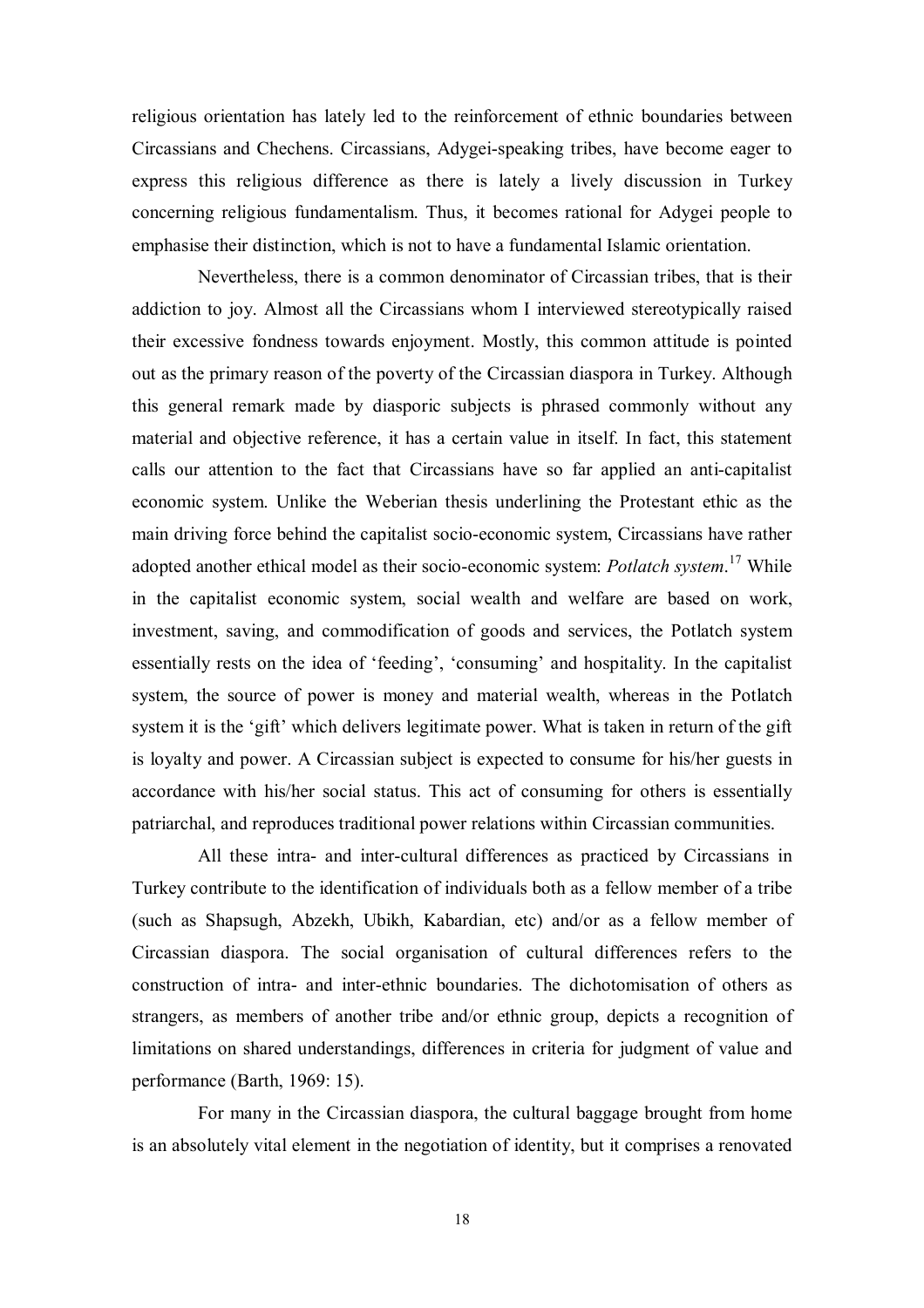religious orientation has lately led to the reinforcement of ethnic boundaries between Circassians and Chechens. Circassians, Adygei-speaking tribes, have become eager to express this religious difference as there is lately a lively discussion in Turkey concerning religious fundamentalism. Thus, it becomes rational for Adygei people to emphasise their distinction, which is not to have a fundamental Islamic orientation.

Nevertheless, there is a common denominator of Circassian tribes, that is their addiction to joy. Almost all the Circassians whom I interviewed stereotypically raised their excessive fondness towards enjoyment. Mostly, this common attitude is pointed out as the primary reason of the poverty of the Circassian diaspora in Turkey. Although this general remark made by diasporic subjects is phrased commonly without any material and objective reference, it has a certain value in itself. In fact, this statement calls our attention to the fact that Circassians have so far applied an anti-capitalist economic system. Unlike the Weberian thesis underlining the Protestant ethic as the main driving force behind the capitalist socio-economic system, Circassians have rather adopted another ethical model as their socio-economic system: *Potlatch system*.[17] While in the capitalist economic system, social wealth and welfare are based on work, investment, saving, and commodification of goods and services, the Potlatch system essentially rests on the idea of 'feeding', 'consuming' and hospitality. In the capitalist system, the source of power is money and material wealth, whereas in the Potlatch system it is the 'gift' which delivers legitimate power. What is taken in return of the gift is loyalty and power. A Circassian subject is expected to consume for his/her guests in accordance with his/her social status. This act of consuming for others is essentially patriarchal, and reproduces traditional power relations within Circassian communities.

All these intra- and inter-cultural differences as practiced by Circassians in Turkey contribute to the identification of individuals both as a fellow member of a tribe (such as Shapsugh, Abzekh, Ubikh, Kabardian, etc) and/or as a fellow member of Circassian diaspora. The social organisation of cultural differences refers to the construction of intra- and inter-ethnic boundaries. The dichotomisation of others as strangers, as members of another tribe and/or ethnic group, depicts a recognition of limitations on shared understandings, differences in criteria for judgment of value and performance (Barth, 1969: 15).

For many in the Circassian diaspora, the cultural baggage brought from home is an absolutely vital element in the negotiation of identity, but it comprises a renovated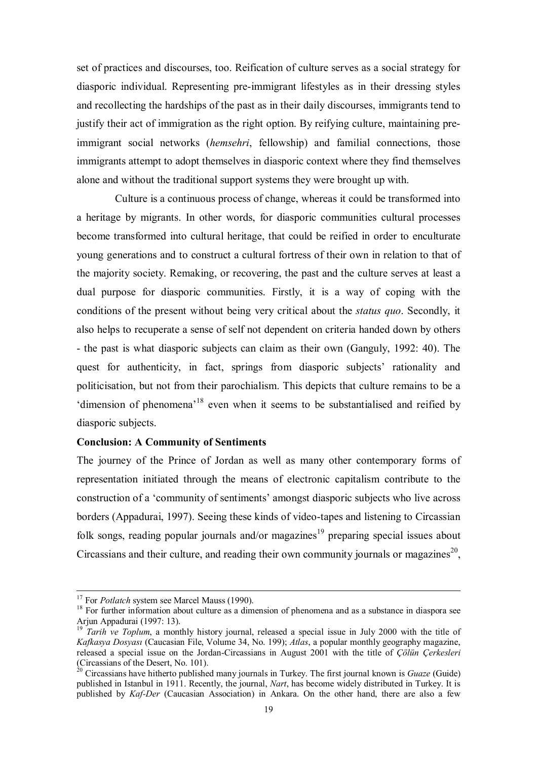set of practices and discourses, too. Reification of culture serves as a social strategy for diasporic individual. Representing pre-immigrant lifestyles as in their dressing styles and recollecting the hardships of the past as in their daily discourses, immigrants tend to justify their act of immigration as the right option. By reifying culture, maintaining pre-immigrant social networks (*hemsehri*, fellowship) and familial connections, those immigrants attempt to adopt themselves in diasporic context where they find themselves alone and without the traditional support systems they were brought up with.

Culture is a continuous process of change, whereas it could be transformed into a heritage by migrants. In other words, for diasporic communities cultural processes become transformed into cultural heritage, that could be reified in order to enculturate young generations and to construct a cultural fortress of their own in relation to that of the majority society. Remaking, or recovering, the past and the culture serves at least a dual purpose for diasporic communities. Firstly, it is a way of coping with the conditions of the present without being very critical about the *status quo*. Secondly, it also helps to recuperate a sense of self not dependent on criteria handed down by others - the past is what diasporic subjects can claim as their own (Ganguly, 1992: 40). The quest for authenticity, in fact, springs from diasporic subjects' rationality and politicisation, but not from their parochialism. This depicts that culture remains to be a 'dimension of phenomena'[18] even when it seems to be substantialised and reified by diasporic subjects.

**Conclusion: A Community of Sentiments**

The journey of the Prince of Jordan as well as many other contemporary forms of representation initiated through the means of electronic capitalism contribute to the construction of a 'community of sentiments' amongst diasporic subjects who live across borders (Appadurai, 1997). Seeing these kinds of video-tapes and listening to Circassian folk songs, reading popular journals and/or magazines[19] preparing special issues about Circassians and their culture, and reading their own community journals or magazines[20],

---

[17] For *Potlatch* system see Marcel Mauss (1990).

[18] For further information about culture as a dimension of phenomena and as a substance in diaspora see Arjun Appadurai (1997: 13).

[19] *Tarih ve Toplum*, a monthly history journal, released a special issue in July 2000 with the title of *Kafkasya Dosyası* (Caucasian File, Volume 34, No. 199); *Atlas*, a popular monthly geography magazine, released a special issue on the Jordan-Circassians in August 2001 with the title of *Çölün Çerkesleri* (Circassians of the Desert, No. 101).

[20] Circassians have hitherto published many journals in Turkey. The first journal known is *Guaze* (Guide) published in Istanbul in 1911. Recently, the journal, *Nart*, has become widely distributed in Turkey. It is published by *Kaf-Der* (Caucasian Association) in Ankara. On the other hand, there are also a few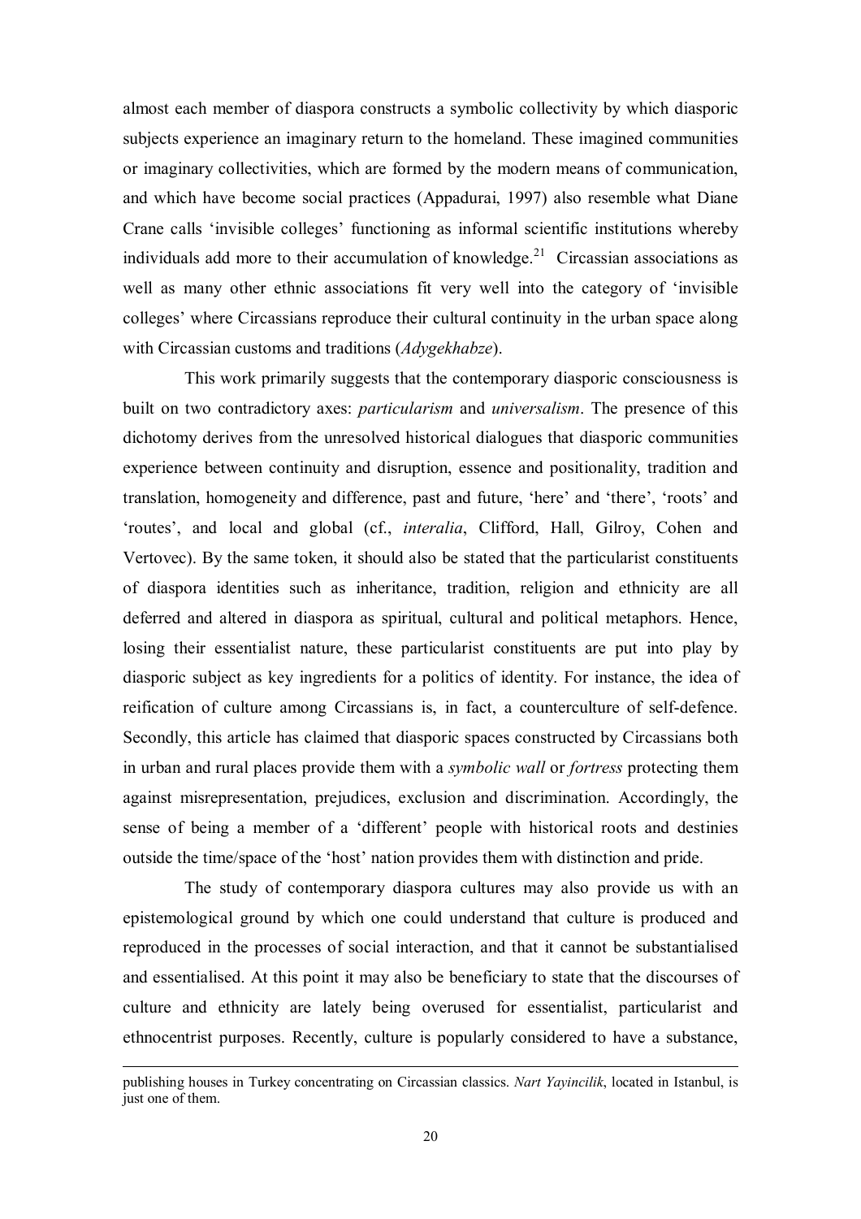almost each member of diaspora constructs a symbolic collectivity by which diasporic subjects experience an imaginary return to the homeland. These imagined communities or imaginary collectivities, which are formed by the modern means of communication, and which have become social practices (Appadurai, 1997) also resemble what Diane Crane calls 'invisible colleges' functioning as informal scientific institutions whereby individuals add more to their accumulation of knowledge.[21] Circassian associations as well as many other ethnic associations fit very well into the category of 'invisible colleges' where Circassians reproduce their cultural continuity in the urban space along with Circassian customs and traditions (*Adygekhabze*).

This work primarily suggests that the contemporary diasporic consciousness is built on two contradictory axes: *particularism* and *universalism*. The presence of this dichotomy derives from the unresolved historical dialogues that diasporic communities experience between continuity and disruption, essence and positionality, tradition and translation, homogeneity and difference, past and future, 'here' and 'there', 'roots' and 'routes', and local and global (cf., *interalia*, Clifford, Hall, Gilroy, Cohen and Vertovec). By the same token, it should also be stated that the particularist constituents of diaspora identities such as inheritance, tradition, religion and ethnicity are all deferred and altered in diaspora as spiritual, cultural and political metaphors. Hence, losing their essentialist nature, these particularist constituents are put into play by diasporic subject as key ingredients for a politics of identity. For instance, the idea of reification of culture among Circassians is, in fact, a counterculture of self-defence. Secondly, this article has claimed that diasporic spaces constructed by Circassians both in urban and rural places provide them with a *symbolic wall* or *fortress* protecting them against misrepresentation, prejudices, exclusion and discrimination. Accordingly, the sense of being a member of a 'different' people with historical roots and destinies outside the time/space of the 'host' nation provides them with distinction and pride.

The study of contemporary diaspora cultures may also provide us with an epistemological ground by which one could understand that culture is produced and reproduced in the processes of social interaction, and that it cannot be substantialised and essentialised. At this point it may also be beneficiary to state that the discourses of culture and ethnicity are lately being overused for essentialist, particularist and ethnocentrist purposes. Recently, culture is popularly considered to have a substance,

---

publishing houses in Turkey concentrating on Circassian classics. *Nart Yayincilik*, located in Istanbul, is just one of them.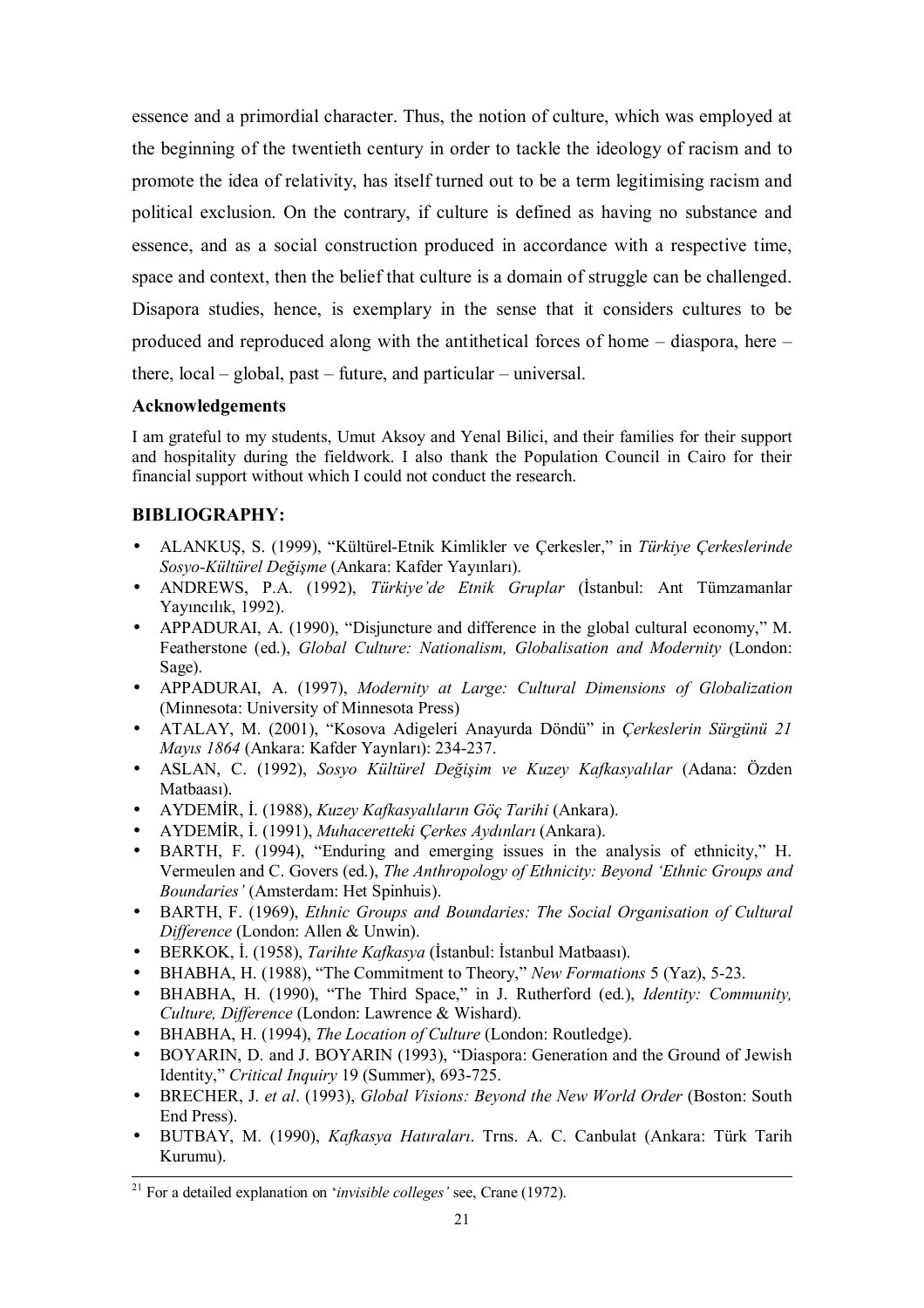essence and a primordial character. Thus, the notion of culture, which was employed at the beginning of the twentieth century in order to tackle the ideology of racism and to promote the idea of relativity, has itself turned out to be a term legitimising racism and political exclusion. On the contrary, if culture is defined as having no substance and essence, and as a social construction produced in accordance with a respective time, space and context, then the belief that culture is a domain of struggle can be challenged. Disapora studies, hence, is exemplary in the sense that it considers cultures to be produced and reproduced along with the antithetical forces of home – diaspora, here – there, local – global, past – future, and particular – universal.

**Acknowledgements**

I am grateful to my students, Umut Aksoy and Yenal Bilici, and their families for their support and hospitality during the fieldwork. I also thank the Population Council in Cairo for their financial support without which I could not conduct the research.

## BIBLIOGRAPHY:

- ALANKUŞ, S. (1999), "Kültürel-Etnik Kimlikler ve Çerkesler," in *Türkiye Çerkeslerinde Sosyo-Kültürel Değişme* (Ankara: Kafder Yayınları).
- ANDREWS, P.A. (1992), *Türkiye'de Etnik Gruplar* (İstanbul: Ant Tümzamanlar Yayıncılık, 1992).
- APPADURAI, A. (1990), "Disjuncture and difference in the global cultural economy," M. Featherstone (ed.), *Global Culture: Nationalism, Globalisation and Modernity* (London: Sage).
- APPADURAI, A. (1997), *Modernity at Large: Cultural Dimensions of Globalization* (Minnesota: University of Minnesota Press)
- ATALAY, M. (2001), "Kosova Adigeleri Anayurda Döndü" in *Çerkeslerin Sürgünü 21 Mayıs 1864* (Ankara: Kafder Yaynları): 234-237.
- ASLAN, C. (1992), *Sosyo Kültürel Değişim ve Kuzey Kafkasyalılar* (Adana: Özden Matbaası).
- AYDEMİR, İ. (1988), *Kuzey Kafkasyalıların Göç Tarihi* (Ankara).
- AYDEMİR, İ. (1991), *Muhaceretteki Çerkes Aydınları* (Ankara).
- BARTH, F. (1994), "Enduring and emerging issues in the analysis of ethnicity," H. Vermeulen and C. Govers (ed.), *The Anthropology of Ethnicity: Beyond 'Ethnic Groups and Boundaries'* (Amsterdam: Het Spinhuis).
- BARTH, F. (1969), *Ethnic Groups and Boundaries: The Social Organisation of Cultural Difference* (London: Allen & Unwin).
- BERKOK, İ. (1958), *Tarihte Kafkasya* (İstanbul: İstanbul Matbaası).
- BHABHA, H. (1988), "The Commitment to Theory," *New Formations* 5 (Yaz), 5-23.
- BHABHA, H. (1990), "The Third Space," in J. Rutherford (ed.), *Identity: Community, Culture, Difference* (London: Lawrence & Wishard).
- BHABHA, H. (1994), *The Location of Culture* (London: Routledge).
- BOYARIN, D. and J. BOYARIN (1993), "Diaspora: Generation and the Ground of Jewish Identity," *Critical Inquiry* 19 (Summer), 693-725.
- BRECHER, J. *et al*. (1993), *Global Visions: Beyond the New World Order* (Boston: South End Press).
- BUTBAY, M. (1990), *Kafkasya Hatıraları*. Trns. A. C. Canbulat (Ankara: Türk Tarih Kurumu).

---

[21] For a detailed explanation on '*invisible colleges'* see, Crane (1972).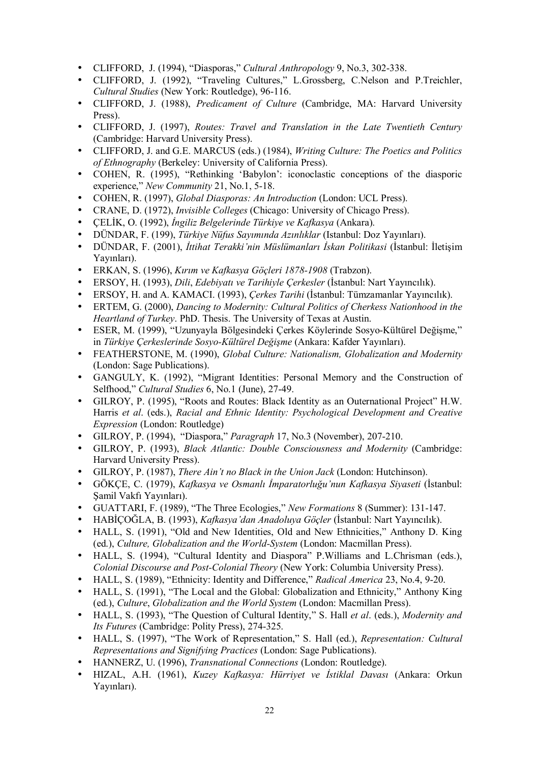- CLIFFORD, J. (1994), "Diasporas," *Cultural Anthropology* 9, No.3, 302-338.
- CLIFFORD, J. (1992), "Traveling Cultures," L.Grossberg, C.Nelson and P.Treichler, *Cultural Studies* (New York: Routledge), 96-116.
- CLIFFORD, J. (1988), *Predicament of Culture* (Cambridge, MA: Harvard University Press).
- CLIFFORD, J. (1997), *Routes: Travel and Translation in the Late Twentieth Century* (Cambridge: Harvard University Press).
- CLIFFORD, J. and G.E. MARCUS (eds.) (1984), *Writing Culture: The Poetics and Politics of Ethnography* (Berkeley: University of California Press).
- COHEN, R. (1995), "Rethinking 'Babylon': iconoclastic conceptions of the diasporic experience," *New Community* 21, No.1, 5-18.
- COHEN, R. (1997), *Global Diasporas: An Introduction* (London: UCL Press).
- CRANE, D. (1972), *Invisible Colleges* (Chicago: University of Chicago Press).
- ÇELİK, O. (1992), *İngiliz Belgelerinde Türkiye ve Kafkasya* (Ankara).
- DÜNDAR, F. (199), *Türkiye Nüfus Sayımında Azınlıklar* (Istanbul: Doz Yayınları).
- DÜNDAR, F. (2001), *İttihat Terakki'nin Müslümanları İskan Politikasi* (İstanbul: İletişim Yayınları).
- ERKAN, S. (1996), *Kırım ve Kafkasya Göçleri 1878-1908* (Trabzon).
- ERSOY, H. (1993), *Dili, Edebiyatı ve Tarihiyle Çerkesler* (İstanbul: Nart Yayıncılık).
- ERSOY, H. and A. KAMACI. (1993), *Çerkes Tarihi* (İstanbul: Tümzamanlar Yayıncılık).
- ERTEM, G. (2000), *Dancing to Modernity: Cultural Politics of Cherkess Nationhood in the Heartland of Turkey*. PhD. Thesis. The University of Texas at Austin.
- ESER, M. (1999), "Uzunyayla Bölgesindeki Çerkes Köylerinde Sosyo-Kültürel Değişme," in *Türkiye Çerkeslerinde Sosyo-Kültürel Değişme* (Ankara: Kafder Yayınları).
- FEATHERSTONE, M. (1990), *Global Culture: Nationalism, Globalization and Modernity* (London: Sage Publications).
- GANGULY, K. (1992), "Migrant Identities: Personal Memory and the Construction of Selfhood," *Cultural Studies* 6, No.1 (June), 27-49.
- GILROY, P. (1995), "Roots and Routes: Black Identity as an Outernational Project" H.W. Harris *et al*. (eds.), *Racial and Ethnic Identity: Psychological Development and Creative Expression* (London: Routledge)
- GILROY, P. (1994), "Diaspora," *Paragraph* 17, No.3 (November), 207-210.
- GILROY, P. (1993), *Black Atlantic: Double Consciousness and Modernity* (Cambridge: Harvard University Press).
- GILROY, P. (1987), *There Ain't no Black in the Union Jack* (London: Hutchinson).
- GÖKÇE, C. (1979), *Kafkasya ve Osmanlı İmparatorluğu'nun Kafkasya Siyaseti* (İstanbul: Şamil Vakfı Yayınları).
- GUATTARI, F. (1989), "The Three Ecologies," *New Formations* 8 (Summer): 131-147.
- HABİÇOĞLA, B. (1993), *Kafkasya'dan Anadoluya Göçler* (İstanbul: Nart Yayıncılık).
- HALL, S. (1991), "Old and New Identities, Old and New Ethnicities," Anthony D. King (ed.), *Culture, Globalization and the World-System* (London: Macmillan Press).
- HALL, S. (1994), "Cultural Identity and Diaspora" P.Williams and L.Chrisman (eds.), *Colonial Discourse and Post-Colonial Theory* (New York: Columbia University Press).
- HALL, S. (1989), "Ethnicity: Identity and Difference," *Radical America* 23, No.4, 9-20.
- HALL, S. (1991), "The Local and the Global: Globalization and Ethnicity," Anthony King (ed.), *Culture*, *Globalization and the World System* (London: Macmillan Press).
- HALL, S. (1993), "The Question of Cultural Identity," S. Hall *et al*. (eds.), *Modernity and Its Futures* (Cambridge: Polity Press), 274-325.
- HALL, S. (1997), "The Work of Representation," S. Hall (ed.), *Representation: Cultural Representations and Signifying Practices* (London: Sage Publications).
- HANNERZ, U. (1996), *Transnational Connections* (London: Routledge).
- HIZAL, A.H. (1961), *Kuzey Kafkasya: Hürriyet ve İstiklal Davası* (Ankara: Orkun Yayınları).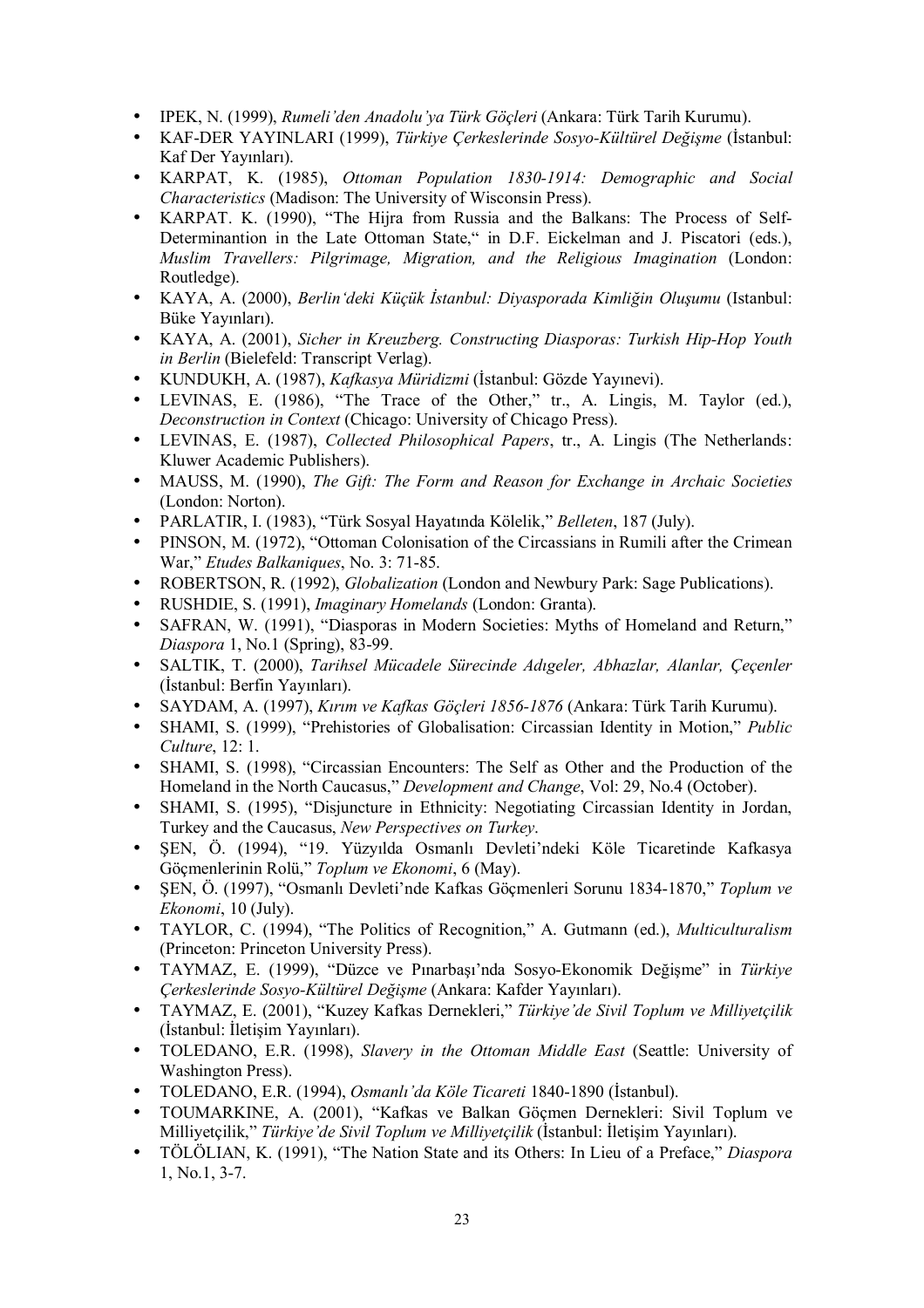- IPEK, N. (1999), *Rumeli'den Anadolu'ya Türk Göçleri* (Ankara: Türk Tarih Kurumu).
- KAF-DER YAYINLARI (1999), *Türkiye Çerkeslerinde Sosyo-Kültürel Değişme* (İstanbul: Kaf Der Yayınları).
- KARPAT, K. (1985), *Ottoman Population 1830-1914: Demographic and Social Characteristics* (Madison: The University of Wisconsin Press).
- KARPAT. K. (1990), "The Hijra from Russia and the Balkans: The Process of Self-Determinantion in the Late Ottoman State," in D.F. Eickelman and J. Piscatori (eds.), *Muslim Travellers: Pilgrimage, Migration, and the Religious Imagination* (London: Routledge).
- KAYA, A. (2000), *Berlin'deki Küçük İstanbul: Diyasporada Kimliğin Oluşumu* (Istanbul: Büke Yayınları).
- KAYA, A. (2001), *Sicher in Kreuzberg. Constructing Diasporas: Turkish Hip-Hop Youth in Berlin* (Bielefeld: Transcript Verlag).
- KUNDUKH, A. (1987), *Kafkasya Müridizmi* (İstanbul: Gözde Yayınevi).
- LEVINAS, E. (1986), "The Trace of the Other," tr., A. Lingis, M. Taylor (ed.), *Deconstruction in Context* (Chicago: University of Chicago Press).
- LEVINAS, E. (1987), *Collected Philosophical Papers*, tr., A. Lingis (The Netherlands: Kluwer Academic Publishers).
- MAUSS, M. (1990), *The Gift: The Form and Reason for Exchange in Archaic Societies* (London: Norton).
- PARLATIR, I. (1983), "Türk Sosyal Hayatında Kölelik," *Belleten*, 187 (July).
- PINSON, M. (1972), "Ottoman Colonisation of the Circassians in Rumili after the Crimean War," *Etudes Balkaniques*, No. 3: 71-85.
- ROBERTSON, R. (1992), *Globalization* (London and Newbury Park: Sage Publications).
- RUSHDIE, S. (1991), *Imaginary Homelands* (London: Granta).
- SAFRAN, W. (1991), "Diasporas in Modern Societies: Myths of Homeland and Return," *Diaspora* 1, No.1 (Spring), 83-99.
- SALTIK, T. (2000), *Tarihsel Mücadele Sürecinde Adıgeler, Abhazlar, Alanlar, Çeçenler* (İstanbul: Berfin Yayınları).
- SAYDAM, A. (1997), *Kırım ve Kafkas Göçleri 1856-1876* (Ankara: Türk Tarih Kurumu).
- SHAMI, S. (1999), "Prehistories of Globalisation: Circassian Identity in Motion," *Public Culture*, 12: 1.
- SHAMI, S. (1998), "Circassian Encounters: The Self as Other and the Production of the Homeland in the North Caucasus," *Development and Change*, Vol: 29, No.4 (October).
- SHAMI, S. (1995), "Disjuncture in Ethnicity: Negotiating Circassian Identity in Jordan, Turkey and the Caucasus, *New Perspectives on Turkey*.
- ŞEN, Ö. (1994), "19. Yüzyılda Osmanlı Devleti'ndeki Köle Ticaretinde Kafkasya Göçmenlerinin Rolü," *Toplum ve Ekonomi*, 6 (May).
- ŞEN, Ö. (1997), "Osmanlı Devleti'nde Kafkas Göçmenleri Sorunu 1834-1870," *Toplum ve Ekonomi*, 10 (July).
- TAYLOR, C. (1994), "The Politics of Recognition," A. Gutmann (ed.), *Multiculturalism* (Princeton: Princeton University Press).
- TAYMAZ, E. (1999), "Düzce ve Pınarbaşı'nda Sosyo-Ekonomik Değişme" in *Türkiye Çerkeslerinde Sosyo-Kültürel Değişme* (Ankara: Kafder Yayınları).
- TAYMAZ, E. (2001), "Kuzey Kafkas Dernekleri," *Türkiye'de Sivil Toplum ve Milliyetçilik* (İstanbul: İletişim Yayınları).
- TOLEDANO, E.R. (1998), *Slavery in the Ottoman Middle East* (Seattle: University of Washington Press).
- TOLEDANO, E.R. (1994), *Osmanlı'da Köle Ticareti* 1840-1890 (İstanbul).
- TOUMARKINE, A. (2001), "Kafkas ve Balkan Göçmen Dernekleri: Sivil Toplum ve Milliyetçilik," *Türkiye'de Sivil Toplum ve Milliyetçilik* (İstanbul: İletişim Yayınları).
- TÖLÖLIAN, K. (1991), "The Nation State and its Others: In Lieu of a Preface," *Diaspora* 1, No.1, 3-7.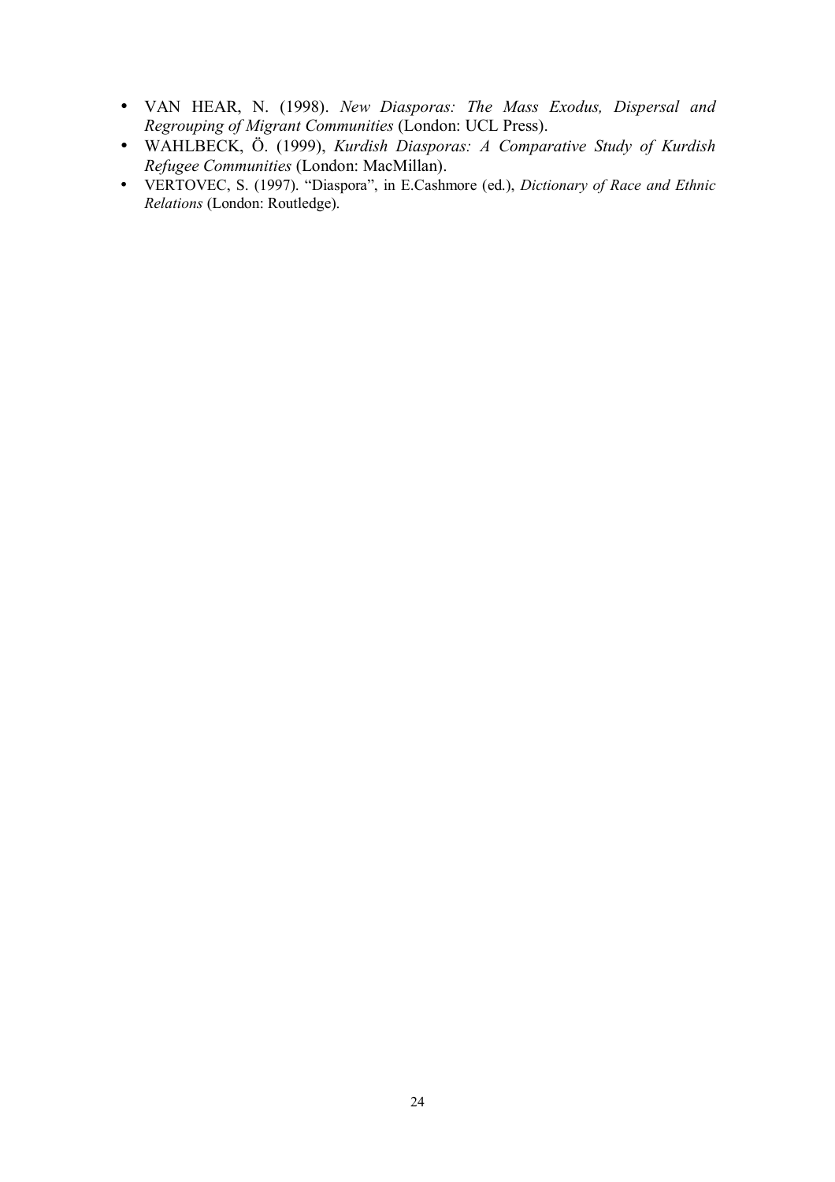- VAN HEAR, N. (1998). *New Diasporas: The Mass Exodus, Dispersal and Regrouping of Migrant Communities* (London: UCL Press).
- WAHLBECK, Ö. (1999), *Kurdish Diasporas: A Comparative Study of Kurdish Refugee Communities* (London: MacMillan).
- VERTOVEC, S. (1997). "Diaspora", in E.Cashmore (ed.), *Dictionary of Race and Ethnic Relations* (London: Routledge).